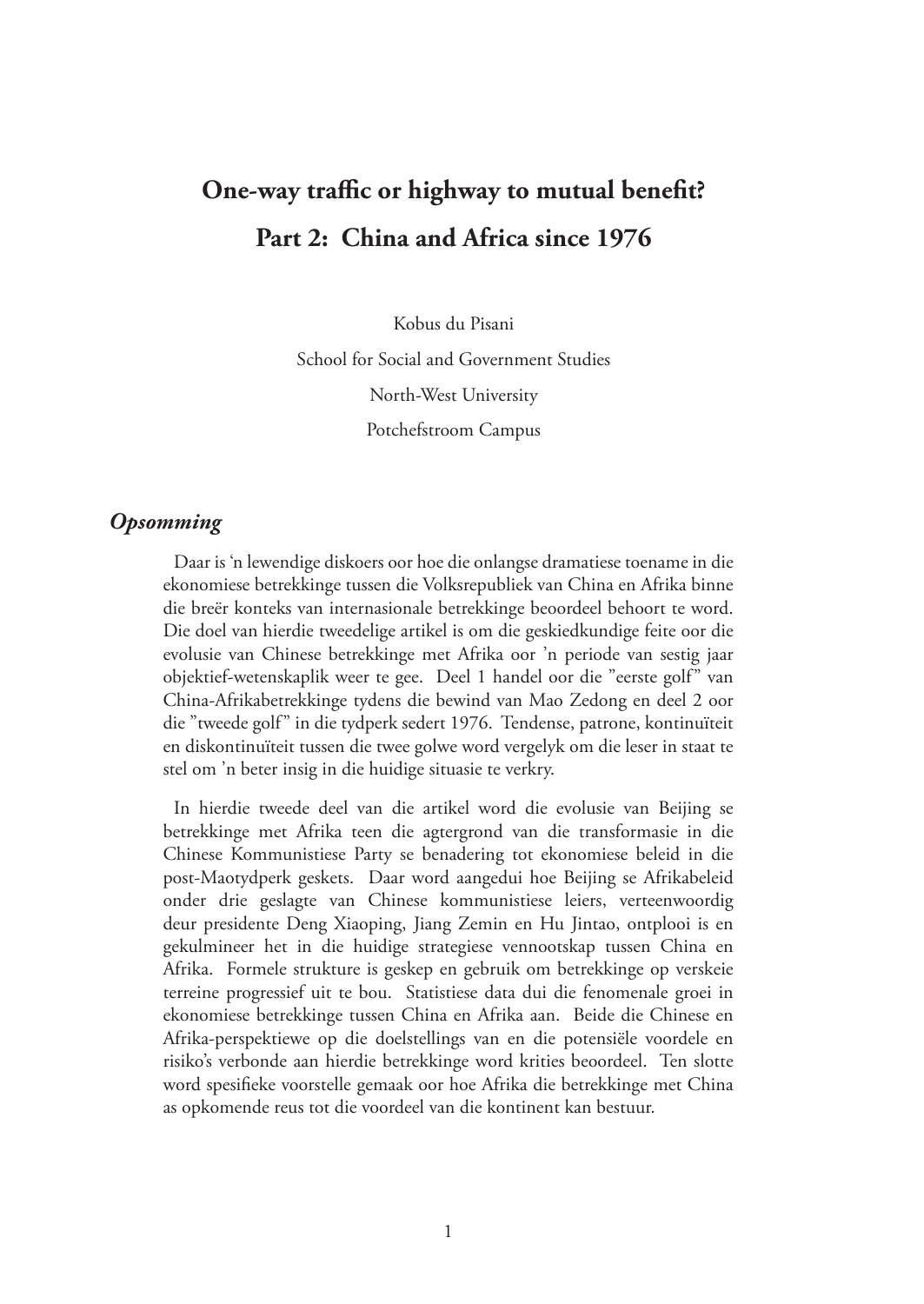# One-way traffic or highway to mutual benefit?

# Part 2: China and Africa since 1976

Kobus du Pisani

School for Social and Government Studies

North-West University

Potchefstroom Campus

## *Opsomming*

Daar is ‘n lewendige diskoers oor hoe die onlangse dramatiese toename in die ekonomiese betrekkinge tussen die Volksrepubliek van China en Afrika binne die breër konteks van internasionale betrekkinge beoordeel behoort te word. Die doel van hierdie tweedelige artikel is om die geskiedkundige feite oor die evolusie van Chinese betrekkinge met Afrika oor ’n periode van sestig jaar objektief-wetenskaplik weer te gee. Deel 1 handel oor die ”eerste golf” van China-Afrikabetrekkinge tydens die bewind van Mao Zedong en deel 2 oor die ”tweede golf” in die tydperk sedert 1976. Tendense, patrone, kontinuïteit en diskontinuïteit tussen die twee golwe word vergelyk om die leser in staat te stel om ’n beter insig in die huidige situasie te verkry.

In hierdie tweede deel van die artikel word die evolusie van Beijing se betrekkinge met Afrika teen die agtergrond van die transformasie in die Chinese Kommunistiese Party se benadering tot ekonomiese beleid in die post-Maotydperk geskets. Daar word aangedui hoe Beijing se Afrikabeleid onder drie geslagte van Chinese kommunistiese leiers, verteenwoordig deur presidente Deng Xiaoping, Jiang Zemin en Hu Jintao, ontplooi is en gekulmineer het in die huidige strategiese vennootskap tussen China en Afrika. Formele strukture is geskep en gebruik om betrekkinge op verskeie terreine progressief uit te bou. Statistiese data dui die fenomenale groei in ekonomiese betrekkinge tussen China en Afrika aan. Beide die Chinese en Afrika-perspektiewe op die doelstellings van en die potensiële voordele en risiko’s verbonde aan hierdie betrekkinge word krities beoordeel. Ten slotte word spesifieke voorstelle gemaak oor hoe Afrika die betrekkinge met China as opkomende reus tot die voordeel van die kontinent kan bestuur.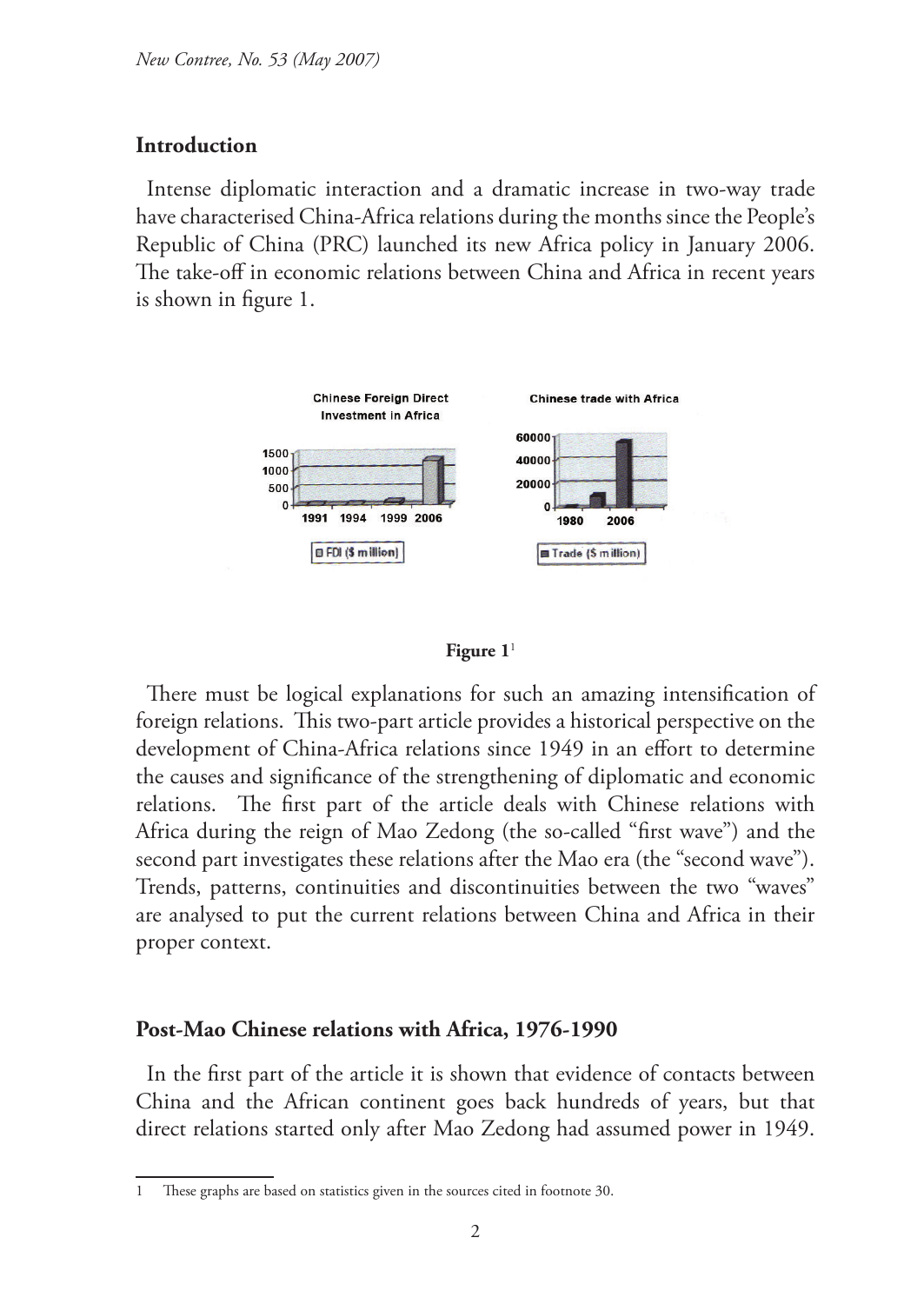## Introduction

Intense diplomatic interaction and a dramatic increase in two-way trade have characterised China-Africa relations during the months since the People's Republic of China (PRC) launched its new Africa policy in January 2006. The take-off in economic relations between China and Africa in recent years is shown in figure 1.

**Figure 1**[1]

There must be logical explanations for such an amazing intensification of foreign relations. This two-part article provides a historical perspective on the development of China-Africa relations since 1949 in an effort to determine the causes and significance of the strengthening of diplomatic and economic relations. The first part of the article deals with Chinese relations with Africa during the reign of Mao Zedong (the so-called "first wave") and the second part investigates these relations after the Mao era (the "second wave"). Trends, patterns, continuities and discontinuities between the two "waves" are analysed to put the current relations between China and Africa in their proper context.

## Post-Mao Chinese relations with Africa, 1976-1990

In the first part of the article it is shown that evidence of contacts between China and the African continent goes back hundreds of years, but that direct relations started only after Mao Zedong had assumed power in 1949.

---

1 These graphs are based on statistics given in the sources cited in footnote 30.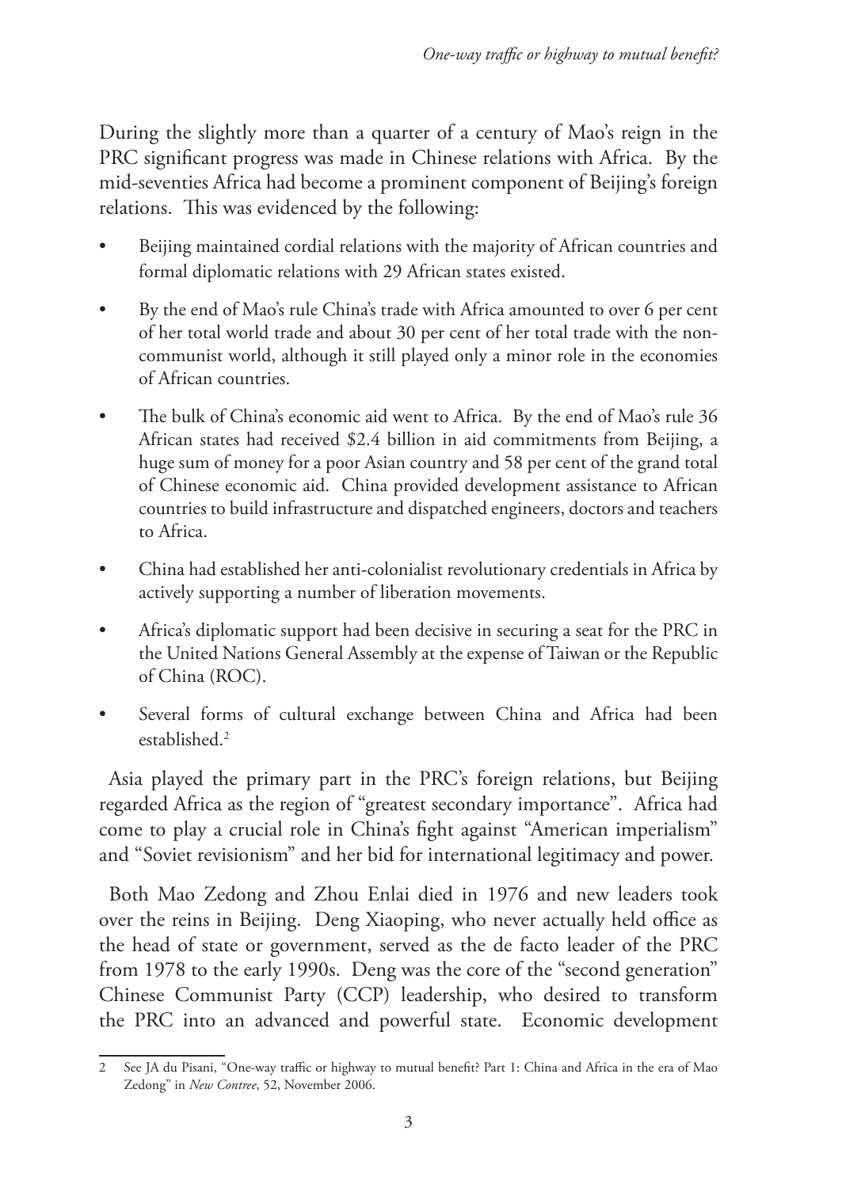During the slightly more than a quarter of a century of Mao's reign in the PRC significant progress was made in Chinese relations with Africa. By the mid-seventies Africa had become a prominent component of Beijing's foreign relations. This was evidenced by the following:

- Beijing maintained cordial relations with the majority of African countries and formal diplomatic relations with 29 African states existed.
- By the end of Mao's rule China's trade with Africa amounted to over 6 per cent of her total world trade and about 30 per cent of her total trade with the non-communist world, although it still played only a minor role in the economies of African countries.
- The bulk of China's economic aid went to Africa. By the end of Mao's rule 36 African states had received \$2.4 billion in aid commitments from Beijing, a huge sum of money for a poor Asian country and 58 per cent of the grand total of Chinese economic aid. China provided development assistance to African countries to build infrastructure and dispatched engineers, doctors and teachers to Africa.
- China had established her anti-colonialist revolutionary credentials in Africa by actively supporting a number of liberation movements.
- Africa's diplomatic support had been decisive in securing a seat for the PRC in the United Nations General Assembly at the expense of Taiwan or the Republic of China (ROC).
- Several forms of cultural exchange between China and Africa had been established.[2]

Asia played the primary part in the PRC's foreign relations, but Beijing regarded Africa as the region of "greatest secondary importance". Africa had come to play a crucial role in China's fight against "American imperialism" and "Soviet revisionism" and her bid for international legitimacy and power.

Both Mao Zedong and Zhou Enlai died in 1976 and new leaders took over the reins in Beijing. Deng Xiaoping, who never actually held office as the head of state or government, served as the de facto leader of the PRC from 1978 to the early 1990s. Deng was the core of the "second generation" Chinese Communist Party (CCP) leadership, who desired to transform the PRC into an advanced and powerful state. Economic development

---

2 See JA du Pisani, "One-way traffic or highway to mutual benefit? Part 1: China and Africa in the era of Mao Zedong" in *New Contree*, 52, November 2006.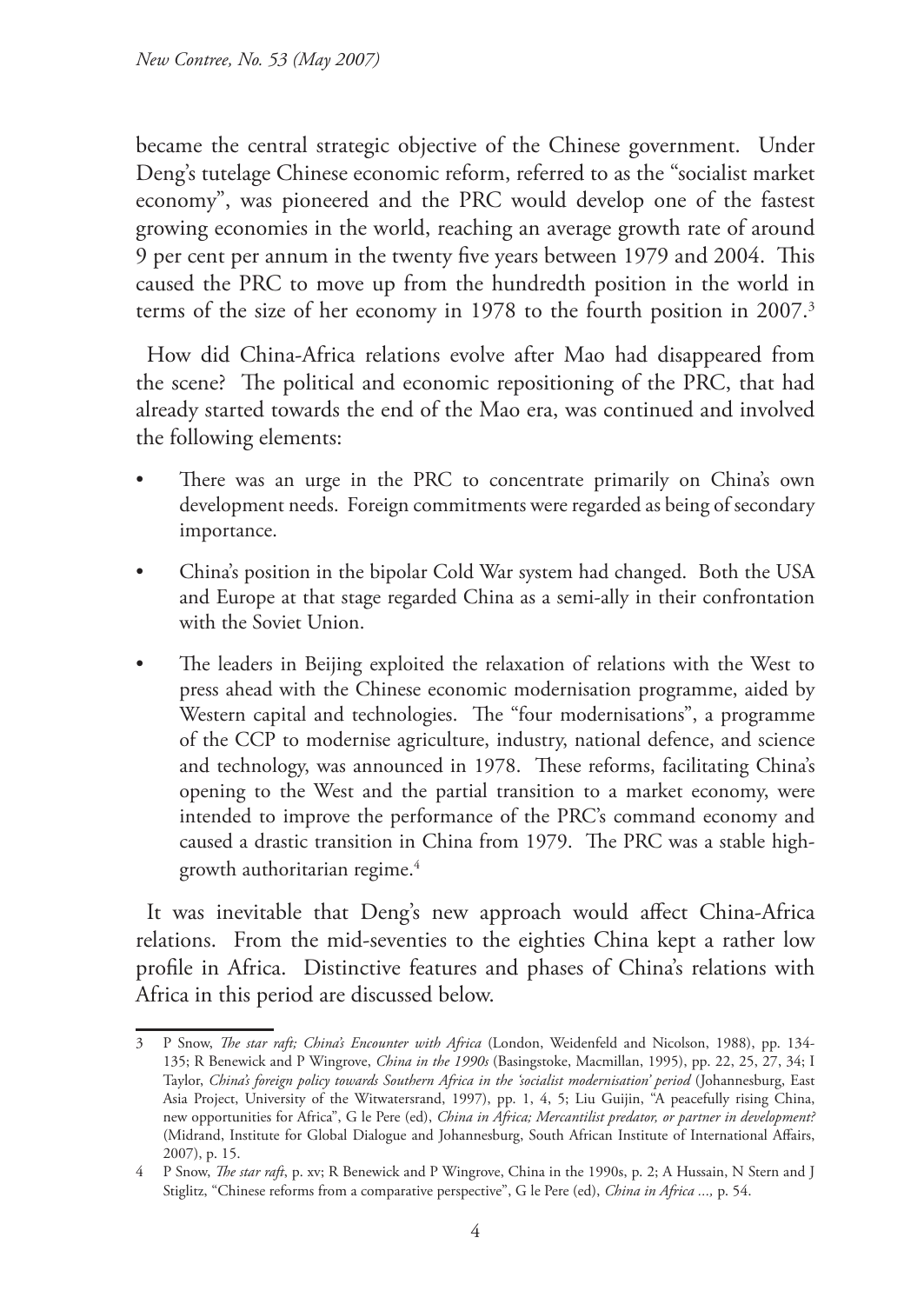became the central strategic objective of the Chinese government. Under Deng's tutelage Chinese economic reform, referred to as the "socialist market economy", was pioneered and the PRC would develop one of the fastest growing economies in the world, reaching an average growth rate of around 9 per cent per annum in the twenty five years between 1979 and 2004. This caused the PRC to move up from the hundredth position in the world in terms of the size of her economy in 1978 to the fourth position in 2007.[3]

How did China-Africa relations evolve after Mao had disappeared from the scene? The political and economic repositioning of the PRC, that had already started towards the end of the Mao era, was continued and involved the following elements:

- There was an urge in the PRC to concentrate primarily on China's own development needs. Foreign commitments were regarded as being of secondary importance.
- China's position in the bipolar Cold War system had changed. Both the USA and Europe at that stage regarded China as a semi-ally in their confrontation with the Soviet Union.
- The leaders in Beijing exploited the relaxation of relations with the West to press ahead with the Chinese economic modernisation programme, aided by Western capital and technologies. The "four modernisations", a programme of the CCP to modernise agriculture, industry, national defence, and science and technology, was announced in 1978. These reforms, facilitating China's opening to the West and the partial transition to a market economy, were intended to improve the performance of the PRC's command economy and caused a drastic transition in China from 1979. The PRC was a stable high-growth authoritarian regime.[4]

It was inevitable that Deng's new approach would affect China-Africa relations. From the mid-seventies to the eighties China kept a rather low profile in Africa. Distinctive features and phases of China's relations with Africa in this period are discussed below.

---

3 P Snow, *The star raft; China's Encounter with Africa* (London, Weidenfeld and Nicolson, 1988), pp. 134-135; R Benewick and P Wingrove, *China in the 1990s* (Basingstoke, Macmillan, 1995), pp. 22, 25, 27, 34; I Taylor, *China's foreign policy towards Southern Africa in the 'socialist modernisation' period* (Johannesburg, East Asia Project, University of the Witwatersrand, 1997), pp. 1, 4, 5; Liu Guijin, "A peacefully rising China, new opportunities for Africa", G le Pere (ed), *China in Africa; Mercantilist predator, or partner in development?* (Midrand, Institute for Global Dialogue and Johannesburg, South African Institute of International Affairs, 2007), p. 15.

4 P Snow, *The star raft*, p. xv; R Benewick and P Wingrove, China in the 1990s, p. 2; A Hussain, N Stern and J Stiglitz, "Chinese reforms from a comparative perspective", G le Pere (ed), *China in Africa ...,* p. 54.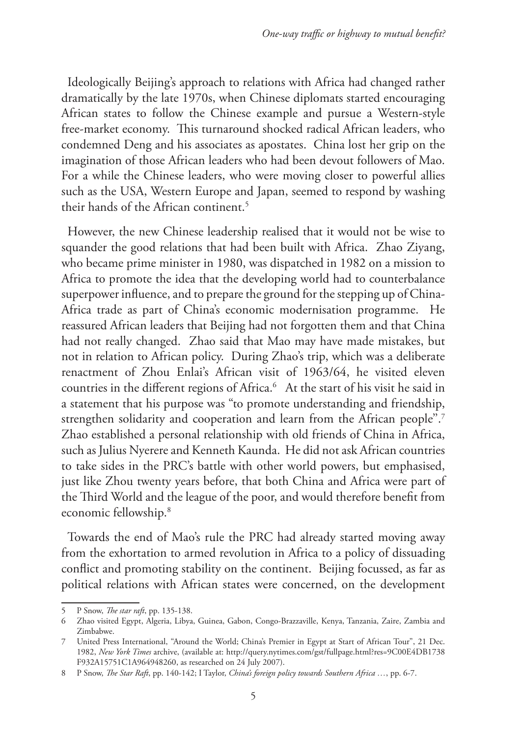Ideologically Beijing's approach to relations with Africa had changed rather dramatically by the late 1970s, when Chinese diplomats started encouraging African states to follow the Chinese example and pursue a Western-style free-market economy. This turnaround shocked radical African leaders, who condemned Deng and his associates as apostates. China lost her grip on the imagination of those African leaders who had been devout followers of Mao. For a while the Chinese leaders, who were moving closer to powerful allies such as the USA, Western Europe and Japan, seemed to respond by washing their hands of the African continent.[5]

However, the new Chinese leadership realised that it would not be wise to squander the good relations that had been built with Africa. Zhao Ziyang, who became prime minister in 1980, was dispatched in 1982 on a mission to Africa to promote the idea that the developing world had to counterbalance superpower influence, and to prepare the ground for the stepping up of China-Africa trade as part of China's economic modernisation programme. He reassured African leaders that Beijing had not forgotten them and that China had not really changed. Zhao said that Mao may have made mistakes, but not in relation to African policy. During Zhao's trip, which was a deliberate renactment of Zhou Enlai's African visit of 1963/64, he visited eleven countries in the different regions of Africa.[6] At the start of his visit he said in a statement that his purpose was "to promote understanding and friendship, strengthen solidarity and cooperation and learn from the African people".[7] Zhao established a personal relationship with old friends of China in Africa, such as Julius Nyerere and Kenneth Kaunda. He did not ask African countries to take sides in the PRC's battle with other world powers, but emphasised, just like Zhou twenty years before, that both China and Africa were part of the Third World and the league of the poor, and would therefore benefit from economic fellowship.[8]

Towards the end of Mao's rule the PRC had already started moving away from the exhortation to armed revolution in Africa to a policy of dissuading conflict and promoting stability on the continent. Beijing focussed, as far as political relations with African states were concerned, on the development

---

5 P Snow, *The star raft*, pp. 135-138.

6 Zhao visited Egypt, Algeria, Libya, Guinea, Gabon, Congo-Brazzaville, Kenya, Tanzania, Zaire, Zambia and Zimbabwe.

7 United Press International, "Around the World; China's Premier in Egypt at Start of African Tour", 21 Dec. 1982, *New York Times* archive, (available at: http://query.nytimes.com/gst/fullpage.html?res=9C00E4DB1738F932A15751C1A964948260, as researched on 24 July 2007).

8 P Snow, *The Star Raft*, pp. 140-142; I Taylor, *China's foreign policy towards Southern Africa …*, pp. 6-7.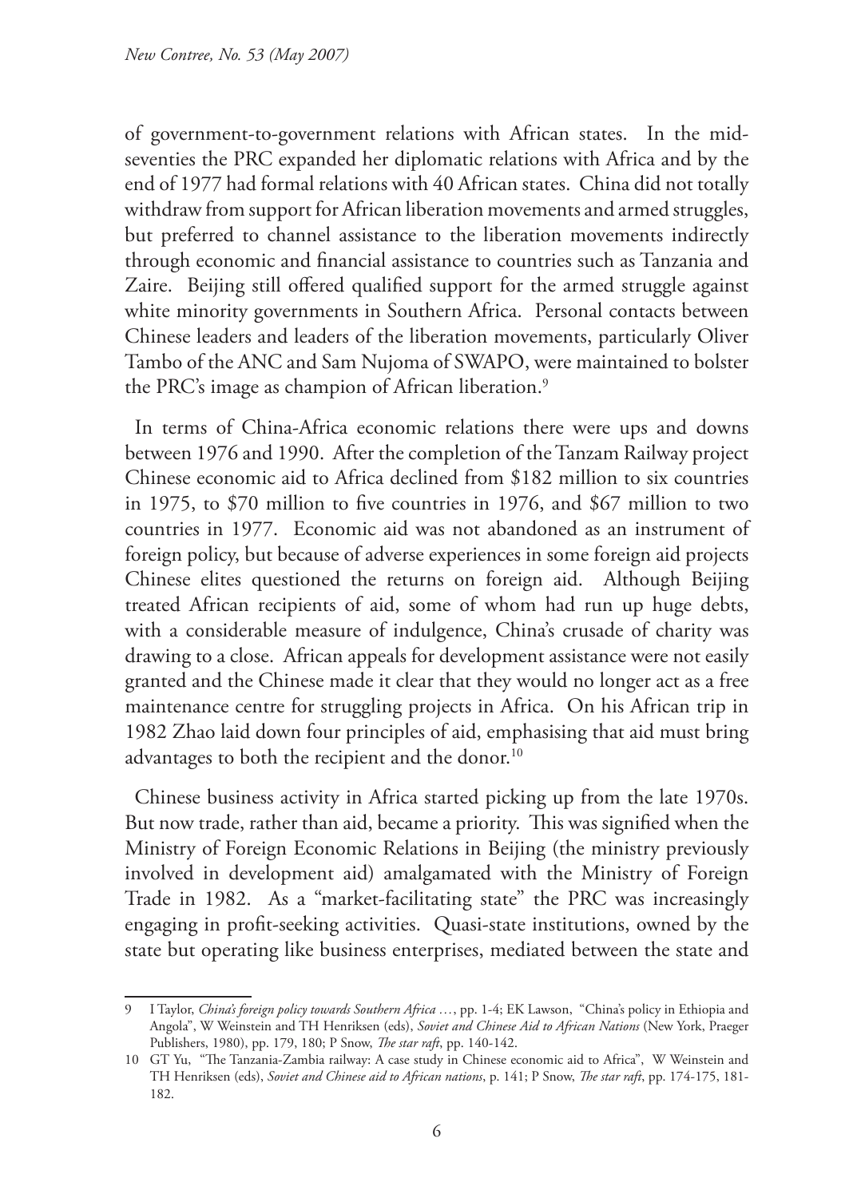of government-to-government relations with African states. In the mid-seventies the PRC expanded her diplomatic relations with Africa and by the end of 1977 had formal relations with 40 African states. China did not totally withdraw from support for African liberation movements and armed struggles, but preferred to channel assistance to the liberation movements indirectly through economic and financial assistance to countries such as Tanzania and Zaire. Beijing still offered qualified support for the armed struggle against white minority governments in Southern Africa. Personal contacts between Chinese leaders and leaders of the liberation movements, particularly Oliver Tambo of the ANC and Sam Nujoma of SWAPO, were maintained to bolster the PRC's image as champion of African liberation.[9]

In terms of China-Africa economic relations there were ups and downs between 1976 and 1990. After the completion of the Tanzam Railway project Chinese economic aid to Africa declined from \$182 million to six countries in 1975, to \$70 million to five countries in 1976, and \$67 million to two countries in 1977. Economic aid was not abandoned as an instrument of foreign policy, but because of adverse experiences in some foreign aid projects Chinese elites questioned the returns on foreign aid. Although Beijing treated African recipients of aid, some of whom had run up huge debts, with a considerable measure of indulgence, China's crusade of charity was drawing to a close. African appeals for development assistance were not easily granted and the Chinese made it clear that they would no longer act as a free maintenance centre for struggling projects in Africa. On his African trip in 1982 Zhao laid down four principles of aid, emphasising that aid must bring advantages to both the recipient and the donor.[10]

Chinese business activity in Africa started picking up from the late 1970s. But now trade, rather than aid, became a priority. This was signified when the Ministry of Foreign Economic Relations in Beijing (the ministry previously involved in development aid) amalgamated with the Ministry of Foreign Trade in 1982. As a "market-facilitating state" the PRC was increasingly engaging in profit-seeking activities. Quasi-state institutions, owned by the state but operating like business enterprises, mediated between the state and

---

9 I Taylor, *China's foreign policy towards Southern Africa …*, pp. 1-4; EK Lawson, "China's policy in Ethiopia and Angola", W Weinstein and TH Henriksen (eds), *Soviet and Chinese Aid to African Nations* (New York, Praeger Publishers, 1980), pp. 179, 180; P Snow, *The star raft*, pp. 140-142.

10 GT Yu, "The Tanzania-Zambia railway: A case study in Chinese economic aid to Africa", W Weinstein and TH Henriksen (eds), *Soviet and Chinese aid to African nations*, p. 141; P Snow, *The star raft*, pp. 174-175, 181-182.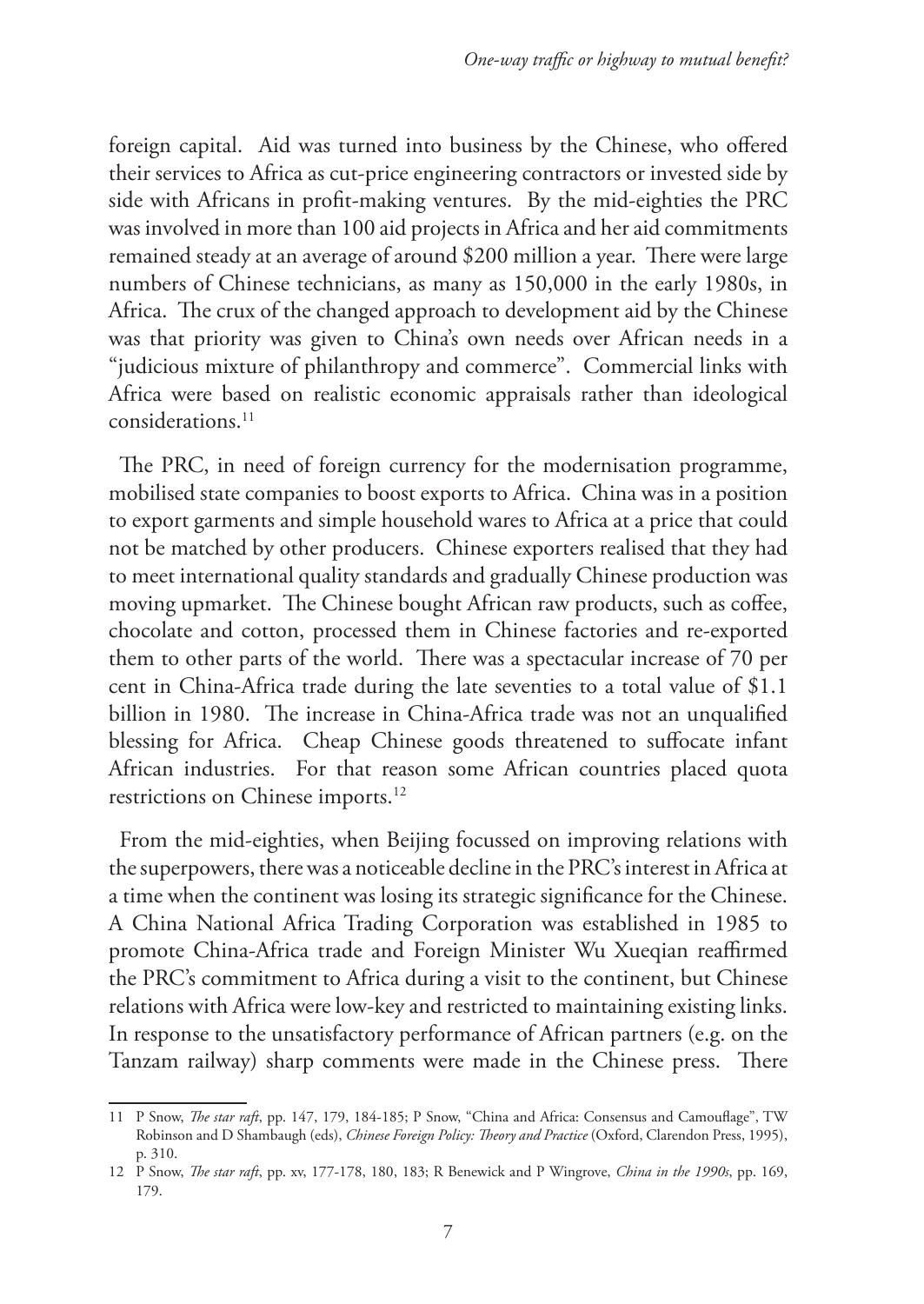foreign capital. Aid was turned into business by the Chinese, who offered their services to Africa as cut-price engineering contractors or invested side by side with Africans in profit-making ventures. By the mid-eighties the PRC was involved in more than 100 aid projects in Africa and her aid commitments remained steady at an average of around $200 million a year. There were large numbers of Chinese technicians, as many as 150,000 in the early 1980s, in Africa. The crux of the changed approach to development aid by the Chinese was that priority was given to China's own needs over African needs in a "judicious mixture of philanthropy and commerce". Commercial links with Africa were based on realistic economic appraisals rather than ideological considerations.[11]

The PRC, in need of foreign currency for the modernisation programme, mobilised state companies to boost exports to Africa. China was in a position to export garments and simple household wares to Africa at a price that could not be matched by other producers. Chinese exporters realised that they had to meet international quality standards and gradually Chinese production was moving upmarket. The Chinese bought African raw products, such as coffee, chocolate and cotton, processed them in Chinese factories and re-exported them to other parts of the world. There was a spectacular increase of 70 per cent in China-Africa trade during the late seventies to a total value of $1.1 billion in 1980. The increase in China-Africa trade was not an unqualified blessing for Africa. Cheap Chinese goods threatened to suffocate infant African industries. For that reason some African countries placed quota restrictions on Chinese imports.[12]

From the mid-eighties, when Beijing focussed on improving relations with the superpowers, there was a noticeable decline in the PRC's interest in Africa at a time when the continent was losing its strategic significance for the Chinese. A China National Africa Trading Corporation was established in 1985 to promote China-Africa trade and Foreign Minister Wu Xueqian reaffirmed the PRC's commitment to Africa during a visit to the continent, but Chinese relations with Africa were low-key and restricted to maintaining existing links. In response to the unsatisfactory performance of African partners (e.g. on the Tanzam railway) sharp comments were made in the Chinese press. There

---

11 P Snow, *The star raft*, pp. 147, 179, 184-185; P Snow, "China and Africa: Consensus and Camouflage", TW Robinson and D Shambaugh (eds), *Chinese Foreign Policy: Theory and Practice* (Oxford, Clarendon Press, 1995), p. 310.

12 P Snow, *The star raft*, pp. xv, 177-178, 180, 183; R Benewick and P Wingrove, *China in the 1990s*, pp. 169, 179.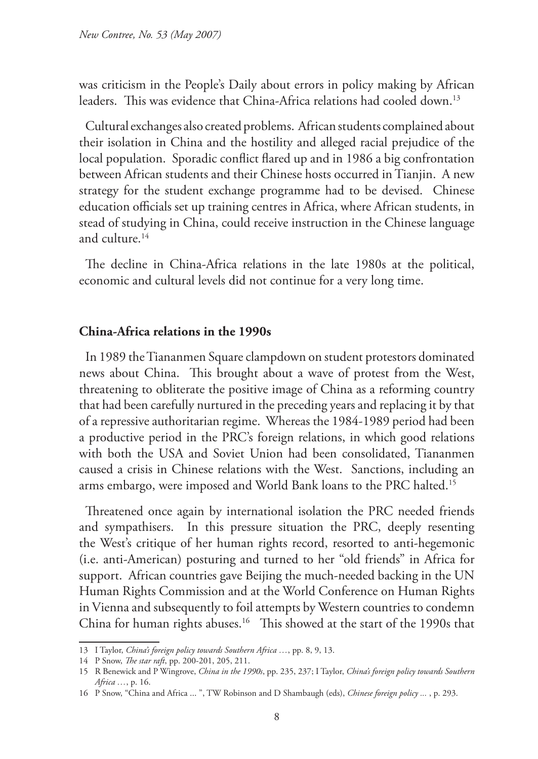was criticism in the People's Daily about errors in policy making by African leaders. This was evidence that China-Africa relations had cooled down.[13]

Cultural exchanges also created problems. African students complained about their isolation in China and the hostility and alleged racial prejudice of the local population. Sporadic conflict flared up and in 1986 a big confrontation between African students and their Chinese hosts occurred in Tianjin. A new strategy for the student exchange programme had to be devised. Chinese education officials set up training centres in Africa, where African students, in stead of studying in China, could receive instruction in the Chinese language and culture.[14]

The decline in China-Africa relations in the late 1980s at the political, economic and cultural levels did not continue for a very long time.

## China-Africa relations in the 1990s

In 1989 the Tiananmen Square clampdown on student protestors dominated news about China. This brought about a wave of protest from the West, threatening to obliterate the positive image of China as a reforming country that had been carefully nurtured in the preceding years and replacing it by that of a repressive authoritarian regime. Whereas the 1984-1989 period had been a productive period in the PRC's foreign relations, in which good relations with both the USA and Soviet Union had been consolidated, Tiananmen caused a crisis in Chinese relations with the West. Sanctions, including an arms embargo, were imposed and World Bank loans to the PRC halted.[15]

Threatened once again by international isolation the PRC needed friends and sympathisers. In this pressure situation the PRC, deeply resenting the West's critique of her human rights record, resorted to anti-hegemonic (i.e. anti-American) posturing and turned to her "old friends" in Africa for support. African countries gave Beijing the much-needed backing in the UN Human Rights Commission and at the World Conference on Human Rights in Vienna and subsequently to foil attempts by Western countries to condemn China for human rights abuses.[16] This showed at the start of the 1990s that

---

13 I Taylor, *China's foreign policy towards Southern Africa …*, pp. 8, 9, 13.

14 P Snow, *The star raft*, pp. 200-201, 205, 211.

15 R Benewick and P Wingrove, *China in the 1990s*, pp. 235, 237; I Taylor, *China's foreign policy towards Southern Africa …*, p. 16.

16 P Snow, "China and Africa ... ", TW Robinson and D Shambaugh (eds), *Chinese foreign policy ...* , p. 293.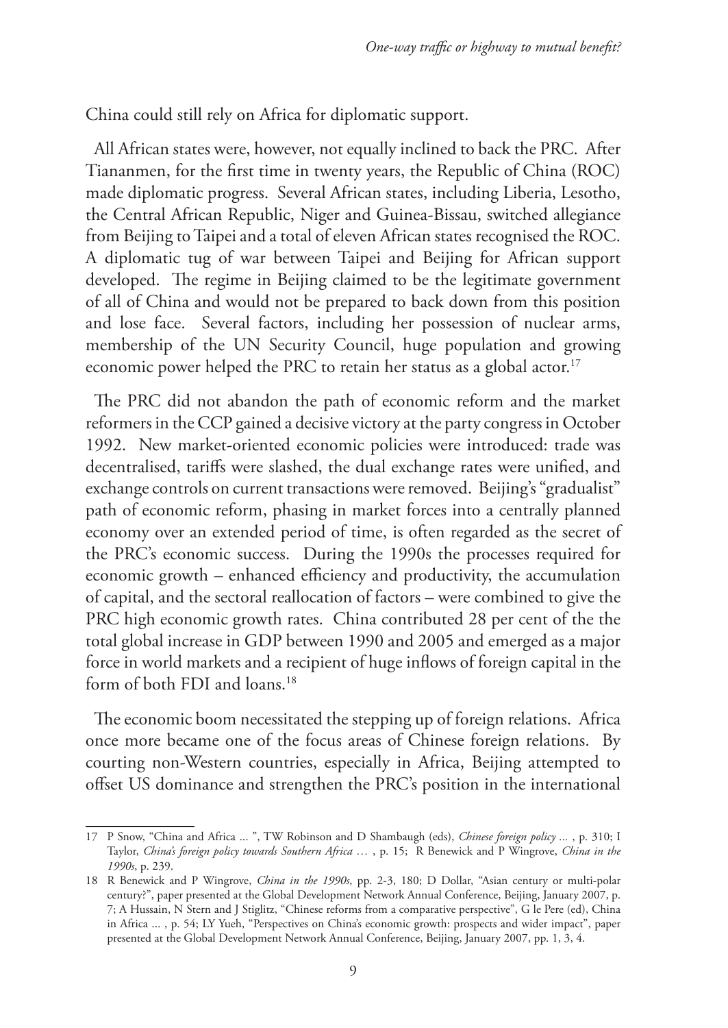China could still rely on Africa for diplomatic support.

All African states were, however, not equally inclined to back the PRC. After Tiananmen, for the first time in twenty years, the Republic of China (ROC) made diplomatic progress. Several African states, including Liberia, Lesotho, the Central African Republic, Niger and Guinea-Bissau, switched allegiance from Beijing to Taipei and a total of eleven African states recognised the ROC. A diplomatic tug of war between Taipei and Beijing for African support developed. The regime in Beijing claimed to be the legitimate government of all of China and would not be prepared to back down from this position and lose face. Several factors, including her possession of nuclear arms, membership of the UN Security Council, huge population and growing economic power helped the PRC to retain her status as a global actor.[17]

The PRC did not abandon the path of economic reform and the market reformers in the CCP gained a decisive victory at the party congress in October 1992. New market-oriented economic policies were introduced: trade was decentralised, tariffs were slashed, the dual exchange rates were unified, and exchange controls on current transactions were removed. Beijing's "gradualist" path of economic reform, phasing in market forces into a centrally planned economy over an extended period of time, is often regarded as the secret of the PRC's economic success. During the 1990s the processes required for economic growth – enhanced efficiency and productivity, the accumulation of capital, and the sectoral reallocation of factors – were combined to give the PRC high economic growth rates. China contributed 28 per cent of the the total global increase in GDP between 1990 and 2005 and emerged as a major force in world markets and a recipient of huge inflows of foreign capital in the form of both FDI and loans.[18]

The economic boom necessitated the stepping up of foreign relations. Africa once more became one of the focus areas of Chinese foreign relations. By courting non-Western countries, especially in Africa, Beijing attempted to offset US dominance and strengthen the PRC's position in the international

---

17 P Snow, "China and Africa ... ", TW Robinson and D Shambaugh (eds), *Chinese foreign policy ...* , p. 310; I Taylor, *China's foreign policy towards Southern Africa …* , p. 15; R Benewick and P Wingrove, *China in the 1990s*, p. 239.

18 R Benewick and P Wingrove, *China in the 1990s*, pp. 2-3, 180; D Dollar, "Asian century or multi-polar century?", paper presented at the Global Development Network Annual Conference, Beijing, January 2007, p. 7; A Hussain, N Stern and J Stiglitz, "Chinese reforms from a comparative perspective", G le Pere (ed), China in Africa ... , p. 54; LY Yueh, "Perspectives on China's economic growth: prospects and wider impact", paper presented at the Global Development Network Annual Conference, Beijing, January 2007, pp. 1, 3, 4.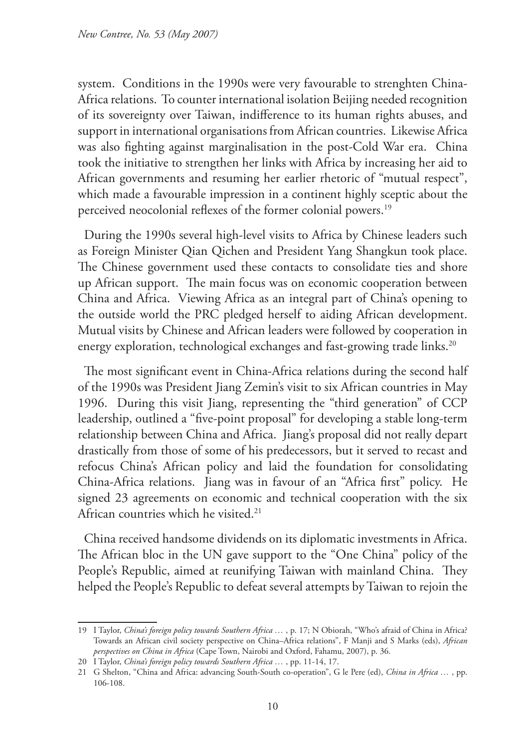system. Conditions in the 1990s were very favourable to strenghten China-Africa relations. To counter international isolation Beijing needed recognition of its sovereignty over Taiwan, indifference to its human rights abuses, and support in international organisations from African countries. Likewise Africa was also fighting against marginalisation in the post-Cold War era. China took the initiative to strengthen her links with Africa by increasing her aid to African governments and resuming her earlier rhetoric of "mutual respect", which made a favourable impression in a continent highly sceptic about the perceived neocolonial reflexes of the former colonial powers.[19]

During the 1990s several high-level visits to Africa by Chinese leaders such as Foreign Minister Qian Qichen and President Yang Shangkun took place. The Chinese government used these contacts to consolidate ties and shore up African support. The main focus was on economic cooperation between China and Africa. Viewing Africa as an integral part of China's opening to the outside world the PRC pledged herself to aiding African development. Mutual visits by Chinese and African leaders were followed by cooperation in energy exploration, technological exchanges and fast-growing trade links.[20]

The most significant event in China-Africa relations during the second half of the 1990s was President Jiang Zemin's visit to six African countries in May 1996. During this visit Jiang, representing the "third generation" of CCP leadership, outlined a "five-point proposal" for developing a stable long-term relationship between China and Africa. Jiang's proposal did not really depart drastically from those of some of his predecessors, but it served to recast and refocus China's African policy and laid the foundation for consolidating China-Africa relations. Jiang was in favour of an "Africa first" policy. He signed 23 agreements on economic and technical cooperation with the six African countries which he visited.[21]

China received handsome dividends on its diplomatic investments in Africa. The African bloc in the UN gave support to the "One China" policy of the People's Republic, aimed at reunifying Taiwan with mainland China. They helped the People's Republic to defeat several attempts by Taiwan to rejoin the

---

19 I Taylor, *China's foreign policy towards Southern Africa …* , p. 17; N Obiorah, "Who's afraid of China in Africa? Towards an African civil society perspective on China–Africa relations", F Manji and S Marks (eds), *African perspectives on China in Africa* (Cape Town, Nairobi and Oxford, Fahamu, 2007), p. 36.

20 I Taylor, *China's foreign policy towards Southern Africa …* , pp. 11-14, 17.

21 G Shelton, "China and Africa: advancing South-South co-operation", G le Pere (ed), *China in Africa …* , pp. 106-108.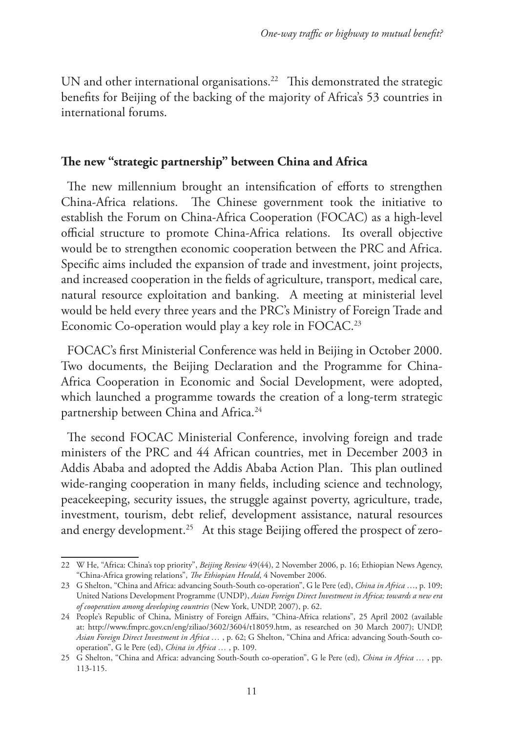UN and other international organisations.[22] This demonstrated the strategic benefits for Beijing of the backing of the majority of Africa's 53 countries in international forums.

## The new "strategic partnership" between China and Africa

The new millennium brought an intensification of efforts to strengthen China-Africa relations. The Chinese government took the initiative to establish the Forum on China-Africa Cooperation (FOCAC) as a high-level official structure to promote China-Africa relations. Its overall objective would be to strengthen economic cooperation between the PRC and Africa. Specific aims included the expansion of trade and investment, joint projects, and increased cooperation in the fields of agriculture, transport, medical care, natural resource exploitation and banking. A meeting at ministerial level would be held every three years and the PRC's Ministry of Foreign Trade and Economic Co-operation would play a key role in FOCAC.[23]

FOCAC's first Ministerial Conference was held in Beijing in October 2000. Two documents, the Beijing Declaration and the Programme for China-Africa Cooperation in Economic and Social Development, were adopted, which launched a programme towards the creation of a long-term strategic partnership between China and Africa.[24]

The second FOCAC Ministerial Conference, involving foreign and trade ministers of the PRC and 44 African countries, met in December 2003 in Addis Ababa and adopted the Addis Ababa Action Plan. This plan outlined wide-ranging cooperation in many fields, including science and technology, peacekeeping, security issues, the struggle against poverty, agriculture, trade, investment, tourism, debt relief, development assistance, natural resources and energy development.[25] At this stage Beijing offered the prospect of zero-

---

22 W He, "Africa: China's top priority", *Beijing Review* 49(44), 2 November 2006, p. 16; Ethiopian News Agency, "China-Africa growing relations", *The Ethiopian Herald*, 4 November 2006.

23 G Shelton, "China and Africa: advancing South-South co-operation", G le Pere (ed), *China in Africa* …, p. 109; United Nations Development Programme (UNDP), *Asian Foreign Direct Investment in Africa; towards a new era of cooperation among developing countries* (New York, UNDP, 2007), p. 62.

24 People's Republic of China, Ministry of Foreign Affairs, "China-Africa relations", 25 April 2002 (available at: http://www.fmprc.gov.cn/eng/ziliao/3602/3604/t18059.htm, as researched on 30 March 2007); UNDP, *Asian Foreign Direct Investment in Africa* … , p. 62; G Shelton, "China and Africa: advancing South-South co-operation", G le Pere (ed), *China in Africa* … , p. 109.

25 G Shelton, "China and Africa: advancing South-South co-operation", G le Pere (ed), *China in Africa* … , pp. 113-115.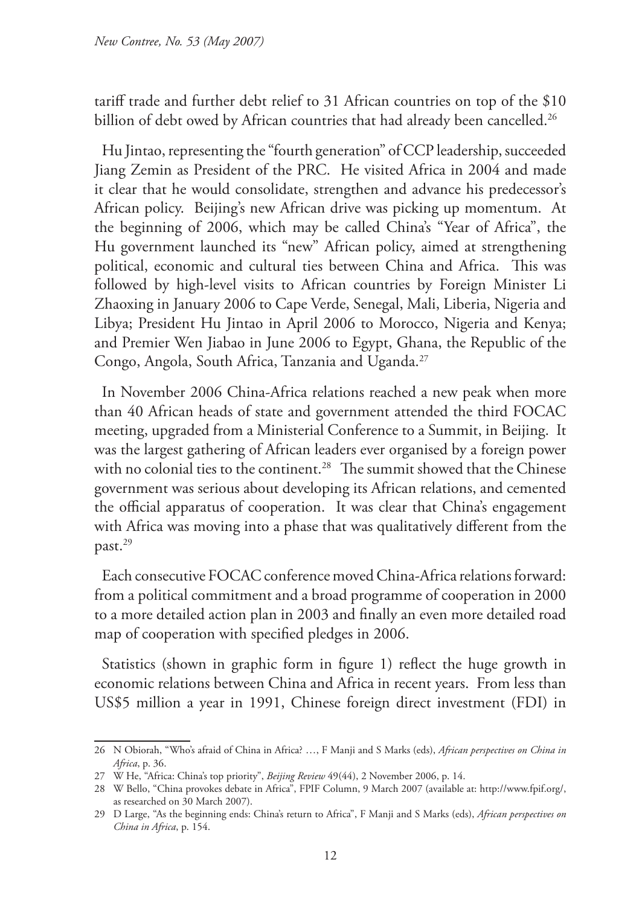tariff trade and further debt relief to 31 African countries on top of the $10 billion of debt owed by African countries that had already been cancelled.[26]

Hu Jintao, representing the "fourth generation" of CCP leadership, succeeded Jiang Zemin as President of the PRC. He visited Africa in 2004 and made it clear that he would consolidate, strengthen and advance his predecessor's African policy. Beijing's new African drive was picking up momentum. At the beginning of 2006, which may be called China's "Year of Africa", the Hu government launched its "new" African policy, aimed at strengthening political, economic and cultural ties between China and Africa. This was followed by high-level visits to African countries by Foreign Minister Li Zhaoxing in January 2006 to Cape Verde, Senegal, Mali, Liberia, Nigeria and Libya; President Hu Jintao in April 2006 to Morocco, Nigeria and Kenya; and Premier Wen Jiabao in June 2006 to Egypt, Ghana, the Republic of the Congo, Angola, South Africa, Tanzania and Uganda.[27]

In November 2006 China-Africa relations reached a new peak when more than 40 African heads of state and government attended the third FOCAC meeting, upgraded from a Ministerial Conference to a Summit, in Beijing. It was the largest gathering of African leaders ever organised by a foreign power with no colonial ties to the continent.[28] The summit showed that the Chinese government was serious about developing its African relations, and cemented the official apparatus of cooperation. It was clear that China's engagement with Africa was moving into a phase that was qualitatively different from the past.[29]

Each consecutive FOCAC conference moved China-Africa relations forward: from a political commitment and a broad programme of cooperation in 2000 to a more detailed action plan in 2003 and finally an even more detailed road map of cooperation with specified pledges in 2006.

Statistics (shown in graphic form in figure 1) reflect the huge growth in economic relations between China and Africa in recent years. From less than US$5 million a year in 1991, Chinese foreign direct investment (FDI) in

---

26 N Obiorah, "Who's afraid of China in Africa? …, F Manji and S Marks (eds), *African perspectives on China in Africa*, p. 36.

27 W He, "Africa: China's top priority", *Beijing Review* 49(44), 2 November 2006, p. 14.

28 W Bello, "China provokes debate in Africa", FPIF Column, 9 March 2007 (available at: http://www.fpif.org/, as researched on 30 March 2007).

29 D Large, "As the beginning ends: China's return to Africa", F Manji and S Marks (eds), *African perspectives on China in Africa*, p. 154.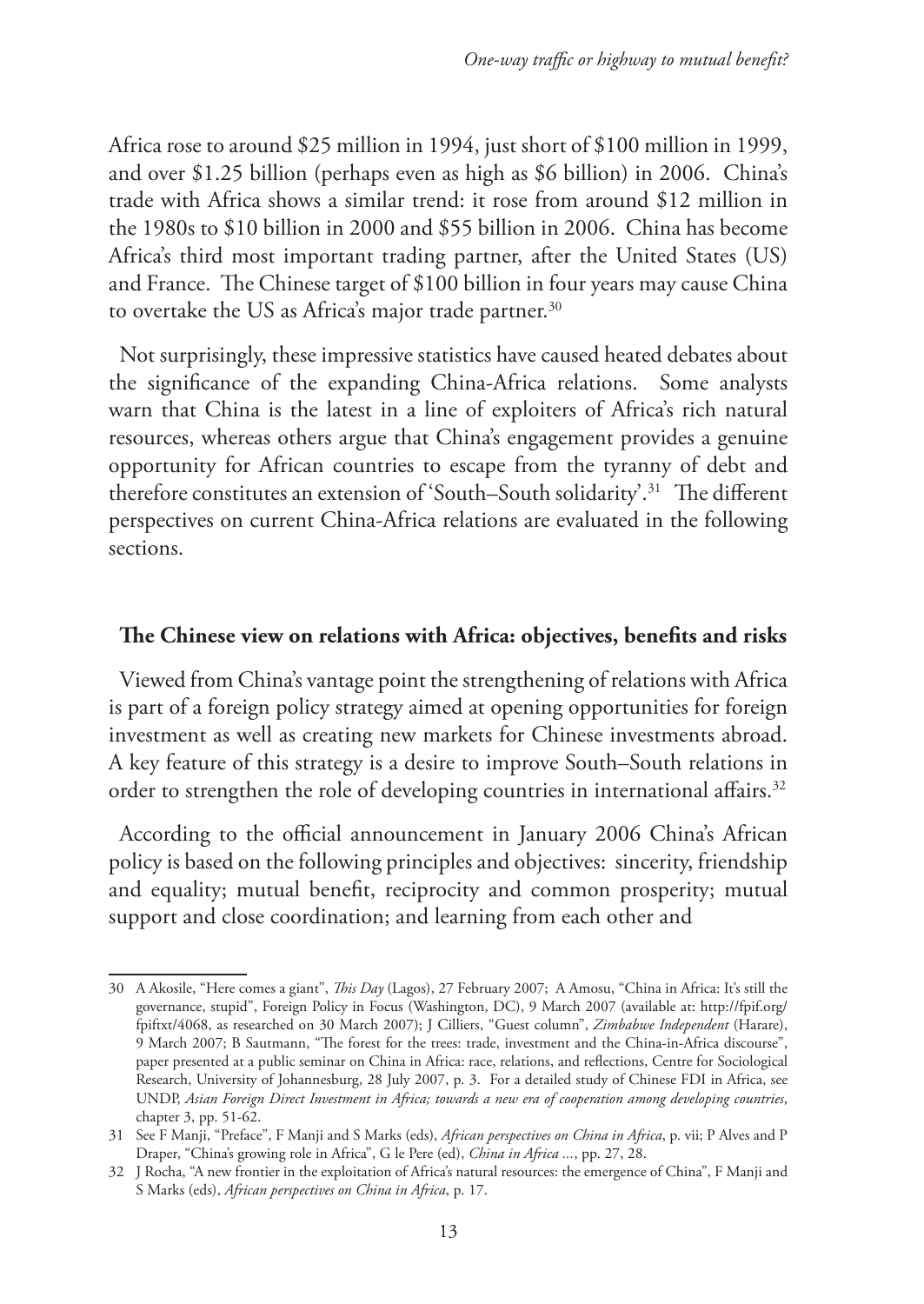Africa rose to around \$25 million in 1994, just short of \$100 million in 1999, and over \$1.25 billion (perhaps even as high as \$6 billion) in 2006. China's trade with Africa shows a similar trend: it rose from around \$12 million in the 1980s to \$10 billion in 2000 and \$55 billion in 2006. China has become Africa's third most important trading partner, after the United States (US) and France. The Chinese target of \$100 billion in four years may cause China to overtake the US as Africa's major trade partner.[30]

Not surprisingly, these impressive statistics have caused heated debates about the significance of the expanding China-Africa relations. Some analysts warn that China is the latest in a line of exploiters of Africa's rich natural resources, whereas others argue that China's engagement provides a genuine opportunity for African countries to escape from the tyranny of debt and therefore constitutes an extension of 'South–South solidarity'.[31] The different perspectives on current China-Africa relations are evaluated in the following sections.

## The Chinese view on relations with Africa: objectives, benefits and risks

Viewed from China's vantage point the strengthening of relations with Africa is part of a foreign policy strategy aimed at opening opportunities for foreign investment as well as creating new markets for Chinese investments abroad. A key feature of this strategy is a desire to improve South–South relations in order to strengthen the role of developing countries in international affairs.[32]

According to the official announcement in January 2006 China's African policy is based on the following principles and objectives: sincerity, friendship and equality; mutual benefit, reciprocity and common prosperity; mutual support and close coordination; and learning from each other and

---

30 A Akosile, "Here comes a giant", *This Day* (Lagos), 27 February 2007; A Amosu, "China in Africa: It's still the governance, stupid", Foreign Policy in Focus (Washington, DC), 9 March 2007 (available at: http://fpif.org/fpiftxt/4068, as researched on 30 March 2007); J Cilliers, "Guest column", *Zimbabwe Independent* (Harare), 9 March 2007; B Sautmann, "The forest for the trees: trade, investment and the China-in-Africa discourse", paper presented at a public seminar on China in Africa: race, relations, and reflections, Centre for Sociological Research, University of Johannesburg, 28 July 2007, p. 3. For a detailed study of Chinese FDI in Africa, see UNDP, *Asian Foreign Direct Investment in Africa; towards a new era of cooperation among developing countries*, chapter 3, pp. 51-62.

31 See F Manji, "Preface", F Manji and S Marks (eds), *African perspectives on China in Africa*, p. vii; P Alves and P Draper, "China's growing role in Africa", G le Pere (ed), *China in Africa ...*, pp. 27, 28.

32 J Rocha, "A new frontier in the exploitation of Africa's natural resources: the emergence of China", F Manji and S Marks (eds), *African perspectives on China in Africa*, p. 17.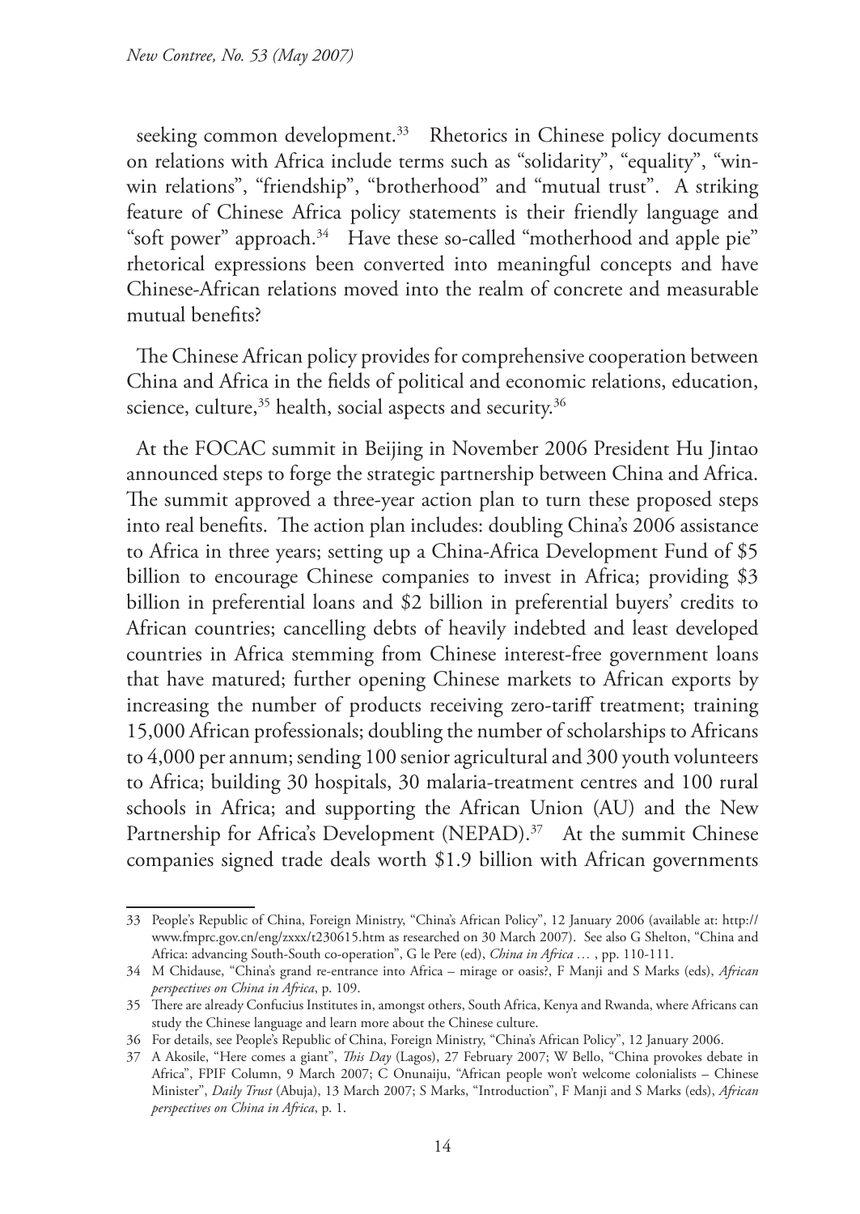seeking common development.[33] Rhetorics in Chinese policy documents on relations with Africa include terms such as "solidarity", "equality", "win-win relations", "friendship", "brotherhood" and "mutual trust". A striking feature of Chinese Africa policy statements is their friendly language and "soft power" approach.[34] Have these so-called "motherhood and apple pie" rhetorical expressions been converted into meaningful concepts and have Chinese-African relations moved into the realm of concrete and measurable mutual benefits?

The Chinese African policy provides for comprehensive cooperation between China and Africa in the fields of political and economic relations, education, science, culture,[35] health, social aspects and security.[36]

At the FOCAC summit in Beijing in November 2006 President Hu Jintao announced steps to forge the strategic partnership between China and Africa. The summit approved a three-year action plan to turn these proposed steps into real benefits. The action plan includes: doubling China's 2006 assistance to Africa in three years; setting up a China-Africa Development Fund of $5 billion to encourage Chinese companies to invest in Africa; providing $3 billion in preferential loans and $2 billion in preferential buyers' credits to African countries; cancelling debts of heavily indebted and least developed countries in Africa stemming from Chinese interest-free government loans that have matured; further opening Chinese markets to African exports by increasing the number of products receiving zero-tariff treatment; training 15,000 African professionals; doubling the number of scholarships to Africans to 4,000 per annum; sending 100 senior agricultural and 300 youth volunteers to Africa; building 30 hospitals, 30 malaria-treatment centres and 100 rural schools in Africa; and supporting the African Union (AU) and the New Partnership for Africa's Development (NEPAD).[37] At the summit Chinese companies signed trade deals worth $1.9 billion with African governments

---

33 People's Republic of China, Foreign Ministry, "China's African Policy", 12 January 2006 (available at: http://www.fmprc.gov.cn/eng/zxxx/t230615.htm as researched on 30 March 2007). See also G Shelton, "China and Africa: advancing South-South co-operation", G le Pere (ed), *China in Africa …* , pp. 110-111.

34 M Chidause, "China's grand re-entrance into Africa – mirage or oasis?, F Manji and S Marks (eds), *African perspectives on China in Africa*, p. 109.

35 There are already Confucius Institutes in, amongst others, South Africa, Kenya and Rwanda, where Africans can study the Chinese language and learn more about the Chinese culture.

36 For details, see People's Republic of China, Foreign Ministry, "China's African Policy", 12 January 2006.

37 A Akosile, "Here comes a giant", *This Day* (Lagos), 27 February 2007; W Bello, "China provokes debate in Africa", FPIF Column, 9 March 2007; C Onunaiju, "African people won't welcome colonialists – Chinese Minister", *Daily Trust* (Abuja), 13 March 2007; S Marks, "Introduction", F Manji and S Marks (eds), *African perspectives on China in Africa*, p. 1.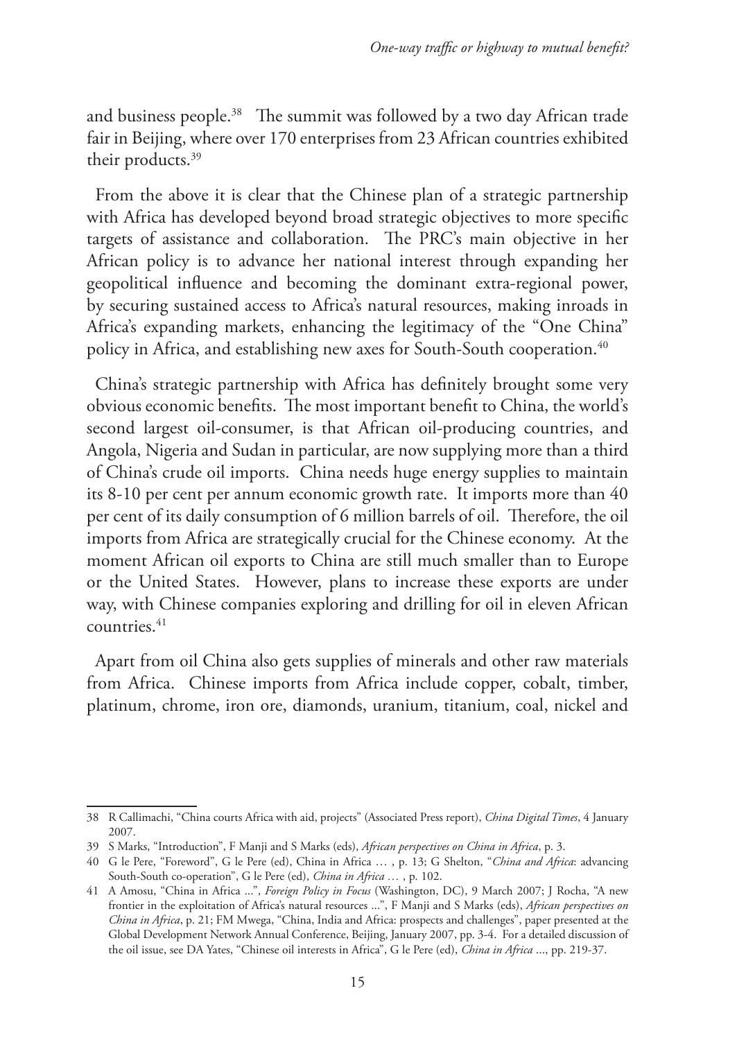and business people.[38] The summit was followed by a two day African trade fair in Beijing, where over 170 enterprises from 23 African countries exhibited their products.[39]

From the above it is clear that the Chinese plan of a strategic partnership with Africa has developed beyond broad strategic objectives to more specific targets of assistance and collaboration. The PRC's main objective in her African policy is to advance her national interest through expanding her geopolitical influence and becoming the dominant extra-regional power, by securing sustained access to Africa's natural resources, making inroads in Africa's expanding markets, enhancing the legitimacy of the "One China" policy in Africa, and establishing new axes for South-South cooperation.[40]

China's strategic partnership with Africa has definitely brought some very obvious economic benefits. The most important benefit to China, the world's second largest oil-consumer, is that African oil-producing countries, and Angola, Nigeria and Sudan in particular, are now supplying more than a third of China's crude oil imports. China needs huge energy supplies to maintain its 8-10 per cent per annum economic growth rate. It imports more than 40 per cent of its daily consumption of 6 million barrels of oil. Therefore, the oil imports from Africa are strategically crucial for the Chinese economy. At the moment African oil exports to China are still much smaller than to Europe or the United States. However, plans to increase these exports are under way, with Chinese companies exploring and drilling for oil in eleven African countries.[41]

Apart from oil China also gets supplies of minerals and other raw materials from Africa. Chinese imports from Africa include copper, cobalt, timber, platinum, chrome, iron ore, diamonds, uranium, titanium, coal, nickel and

---

38 R Callimachi, "China courts Africa with aid, projects" (Associated Press report), *China Digital Times*, 4 January 2007.

39 S Marks, "Introduction", F Manji and S Marks (eds), *African perspectives on China in Africa*, p. 3.

40 G le Pere, "Foreword", G le Pere (ed), China in Africa … , p. 13; G Shelton, "*China and Africa*: advancing South-South co-operation", G le Pere (ed), *China in Africa* … , p. 102.

41 A Amosu, "China in Africa ...", *Foreign Policy in Focus* (Washington, DC), 9 March 2007; J Rocha, "A new frontier in the exploitation of Africa's natural resources ...", F Manji and S Marks (eds), *African perspectives on China in Africa*, p. 21; FM Mwega, "China, India and Africa: prospects and challenges", paper presented at the Global Development Network Annual Conference, Beijing, January 2007, pp. 3-4. For a detailed discussion of the oil issue, see DA Yates, "Chinese oil interests in Africa", G le Pere (ed), *China in Africa* ..., pp. 219-37.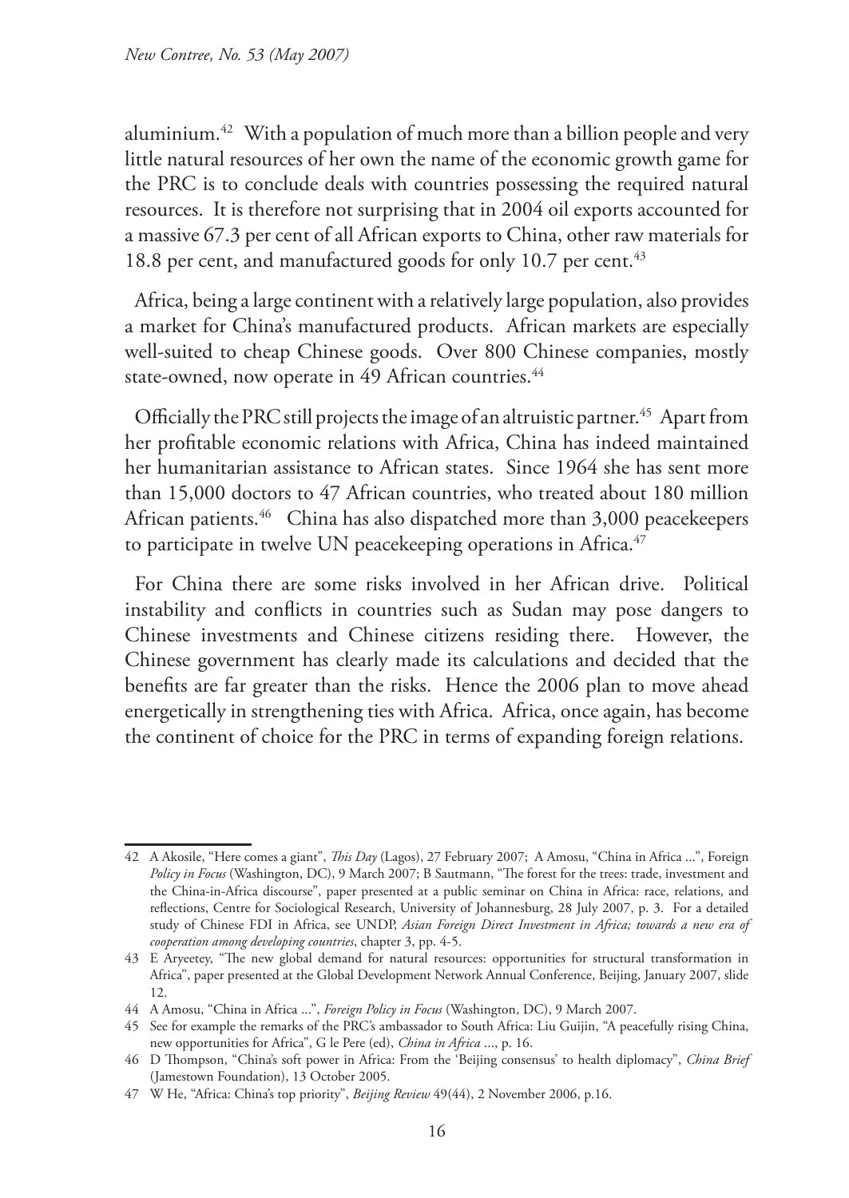aluminium.[42] With a population of much more than a billion people and very little natural resources of her own the name of the economic growth game for the PRC is to conclude deals with countries possessing the required natural resources. It is therefore not surprising that in 2004 oil exports accounted for a massive 67.3 per cent of all African exports to China, other raw materials for 18.8 per cent, and manufactured goods for only 10.7 per cent.[43]

Africa, being a large continent with a relatively large population, also provides a market for China's manufactured products. African markets are especially well-suited to cheap Chinese goods. Over 800 Chinese companies, mostly state-owned, now operate in 49 African countries.[44]

Officially the PRC still projects the image of an altruistic partner.[45] Apart from her profitable economic relations with Africa, China has indeed maintained her humanitarian assistance to African states. Since 1964 she has sent more than 15,000 doctors to 47 African countries, who treated about 180 million African patients.[46] China has also dispatched more than 3,000 peacekeepers to participate in twelve UN peacekeeping operations in Africa.[47]

For China there are some risks involved in her African drive. Political instability and conflicts in countries such as Sudan may pose dangers to Chinese investments and Chinese citizens residing there. However, the Chinese government has clearly made its calculations and decided that the benefits are far greater than the risks. Hence the 2006 plan to move ahead energetically in strengthening ties with Africa. Africa, once again, has become the continent of choice for the PRC in terms of expanding foreign relations.

---

42 A Akosile, "Here comes a giant", *This Day* (Lagos), 27 February 2007; A Amosu, "China in Africa ...", Foreign *Policy in Focus* (Washington, DC), 9 March 2007; B Sautmann, "The forest for the trees: trade, investment and the China-in-Africa discourse", paper presented at a public seminar on China in Africa: race, relations, and reflections, Centre for Sociological Research, University of Johannesburg, 28 July 2007, p. 3. For a detailed study of Chinese FDI in Africa, see UNDP, *Asian Foreign Direct Investment in Africa; towards a new era of cooperation among developing countries*, chapter 3, pp. 4-5.

43 E Aryeetey, "The new global demand for natural resources: opportunities for structural transformation in Africa", paper presented at the Global Development Network Annual Conference, Beijing, January 2007, slide 12.

44 A Amosu, "China in Africa ...", *Foreign Policy in Focus* (Washington, DC), 9 March 2007.

45 See for example the remarks of the PRC's ambassador to South Africa: Liu Guijin, "A peacefully rising China, new opportunities for Africa", G le Pere (ed), *China in Africa* ..., p. 16.

46 D Thompson, "China's soft power in Africa: From the 'Beijing consensus' to health diplomacy", *China Brief* (Jamestown Foundation), 13 October 2005.

47 W He, "Africa: China's top priority", *Beijing Review* 49(44), 2 November 2006, p.16.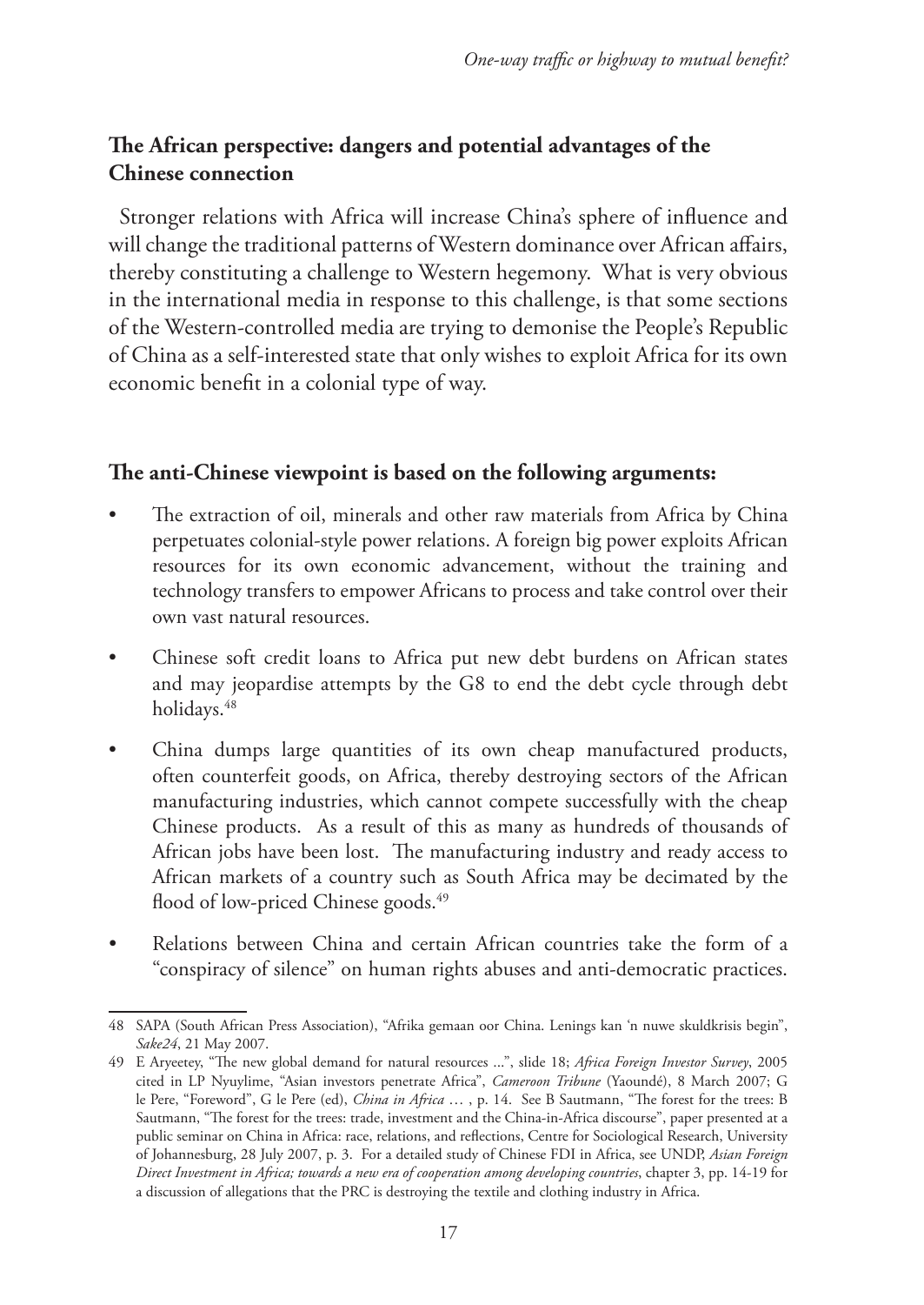## The African perspective: dangers and potential advantages of the Chinese connection

Stronger relations with Africa will increase China's sphere of influence and will change the traditional patterns of Western dominance over African affairs, thereby constituting a challenge to Western hegemony. What is very obvious in the international media in response to this challenge, is that some sections of the Western-controlled media are trying to demonise the People's Republic of China as a self-interested state that only wishes to exploit Africa for its own economic benefit in a colonial type of way.

### The anti-Chinese viewpoint is based on the following arguments:

- The extraction of oil, minerals and other raw materials from Africa by China perpetuates colonial-style power relations. A foreign big power exploits African resources for its own economic advancement, without the training and technology transfers to empower Africans to process and take control over their own vast natural resources.
- Chinese soft credit loans to Africa put new debt burdens on African states and may jeopardise attempts by the G8 to end the debt cycle through debt holidays.[48]
- China dumps large quantities of its own cheap manufactured products, often counterfeit goods, on Africa, thereby destroying sectors of the African manufacturing industries, which cannot compete successfully with the cheap Chinese products. As a result of this as many as hundreds of thousands of African jobs have been lost. The manufacturing industry and ready access to African markets of a country such as South Africa may be decimated by the flood of low-priced Chinese goods.[49]
- Relations between China and certain African countries take the form of a "conspiracy of silence" on human rights abuses and anti-democratic practices.

---

48 SAPA (South African Press Association), "Afrika gemaan oor China. Lenings kan 'n nuwe skuldkrisis begin", *Sake24*, 21 May 2007.

49 E Aryeetey, "The new global demand for natural resources ...", slide 18; *Africa Foreign Investor Survey*, 2005 cited in LP Nyuylime, "Asian investors penetrate Africa", *Cameroon Tribune* (Yaoundé), 8 March 2007; G le Pere, "Foreword", G le Pere (ed), *China in Africa* … , p. 14. See B Sautmann, "The forest for the trees: B Sautmann, "The forest for the trees: trade, investment and the China-in-Africa discourse", paper presented at a public seminar on China in Africa: race, relations, and reflections, Centre for Sociological Research, University of Johannesburg, 28 July 2007, p. 3. For a detailed study of Chinese FDI in Africa, see UNDP, *Asian Foreign Direct Investment in Africa; towards a new era of cooperation among developing countries*, chapter 3, pp. 14-19 for a discussion of allegations that the PRC is destroying the textile and clothing industry in Africa.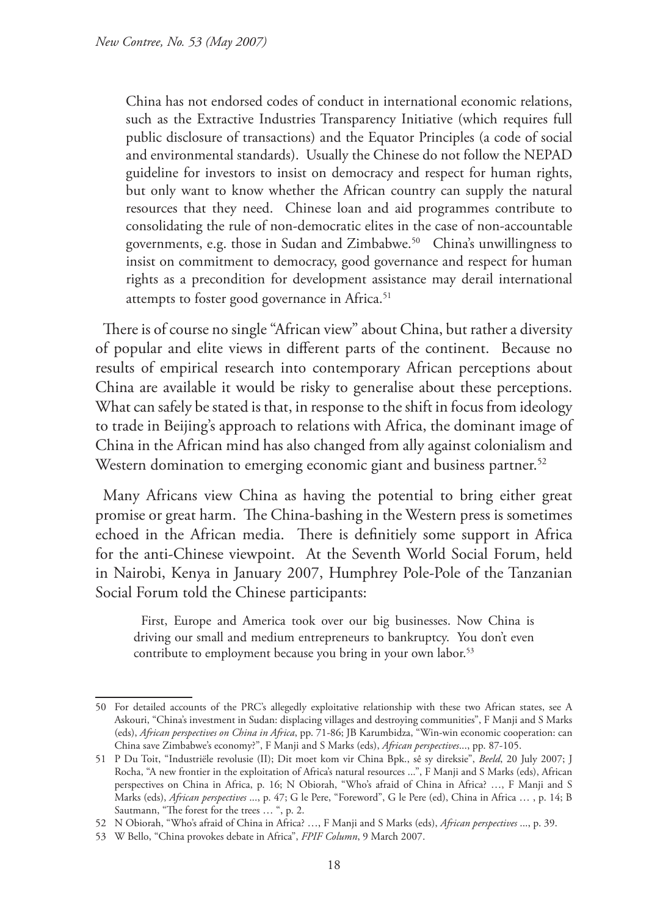China has not endorsed codes of conduct in international economic relations, such as the Extractive Industries Transparency Initiative (which requires full public disclosure of transactions) and the Equator Principles (a code of social and environmental standards). Usually the Chinese do not follow the NEPAD guideline for investors to insist on democracy and respect for human rights, but only want to know whether the African country can supply the natural resources that they need. Chinese loan and aid programmes contribute to consolidating the rule of non-democratic elites in the case of non-accountable governments, e.g. those in Sudan and Zimbabwe.[50] China's unwillingness to insist on commitment to democracy, good governance and respect for human rights as a precondition for development assistance may derail international attempts to foster good governance in Africa.[51]

There is of course no single "African view" about China, but rather a diversity of popular and elite views in different parts of the continent. Because no results of empirical research into contemporary African perceptions about China are available it would be risky to generalise about these perceptions. What can safely be stated is that, in response to the shift in focus from ideology to trade in Beijing's approach to relations with Africa, the dominant image of China in the African mind has also changed from ally against colonialism and Western domination to emerging economic giant and business partner.[52]

Many Africans view China as having the potential to bring either great promise or great harm. The China-bashing in the Western press is sometimes echoed in the African media. There is definitiely some support in Africa for the anti-Chinese viewpoint. At the Seventh World Social Forum, held in Nairobi, Kenya in January 2007, Humphrey Pole-Pole of the Tanzanian Social Forum told the Chinese participants:

> First, Europe and America took over our big businesses. Now China is driving our small and medium entrepreneurs to bankruptcy. You don't even contribute to employment because you bring in your own labor.[53]

---

50 For detailed accounts of the PRC's allegedly exploitative relationship with these two African states, see A Askouri, "China's investment in Sudan: displacing villages and destroying communities", F Manji and S Marks (eds), *African perspectives on China in Africa*, pp. 71-86; JB Karumbidza, "Win-win economic cooperation: can China save Zimbabwe's economy?", F Manji and S Marks (eds), *African perspectives*..., pp. 87-105.

51 P Du Toit, "Industriële revolusie (II); Dit moet kom vir China Bpk., sê sy direksie", *Beeld*, 20 July 2007; J Rocha, "A new frontier in the exploitation of Africa's natural resources ...", F Manji and S Marks (eds), African perspectives on China in Africa, p. 16; N Obiorah, "Who's afraid of China in Africa? …, F Manji and S Marks (eds), *African perspectives* ..., p. 47; G le Pere, "Foreword", G le Pere (ed), China in Africa … , p. 14; B Sautmann, "The forest for the trees … ", p. 2.

52 N Obiorah, "Who's afraid of China in Africa? …, F Manji and S Marks (eds), *African perspectives* ..., p. 39.

53 W Bello, "China provokes debate in Africa", *FPIF Column*, 9 March 2007.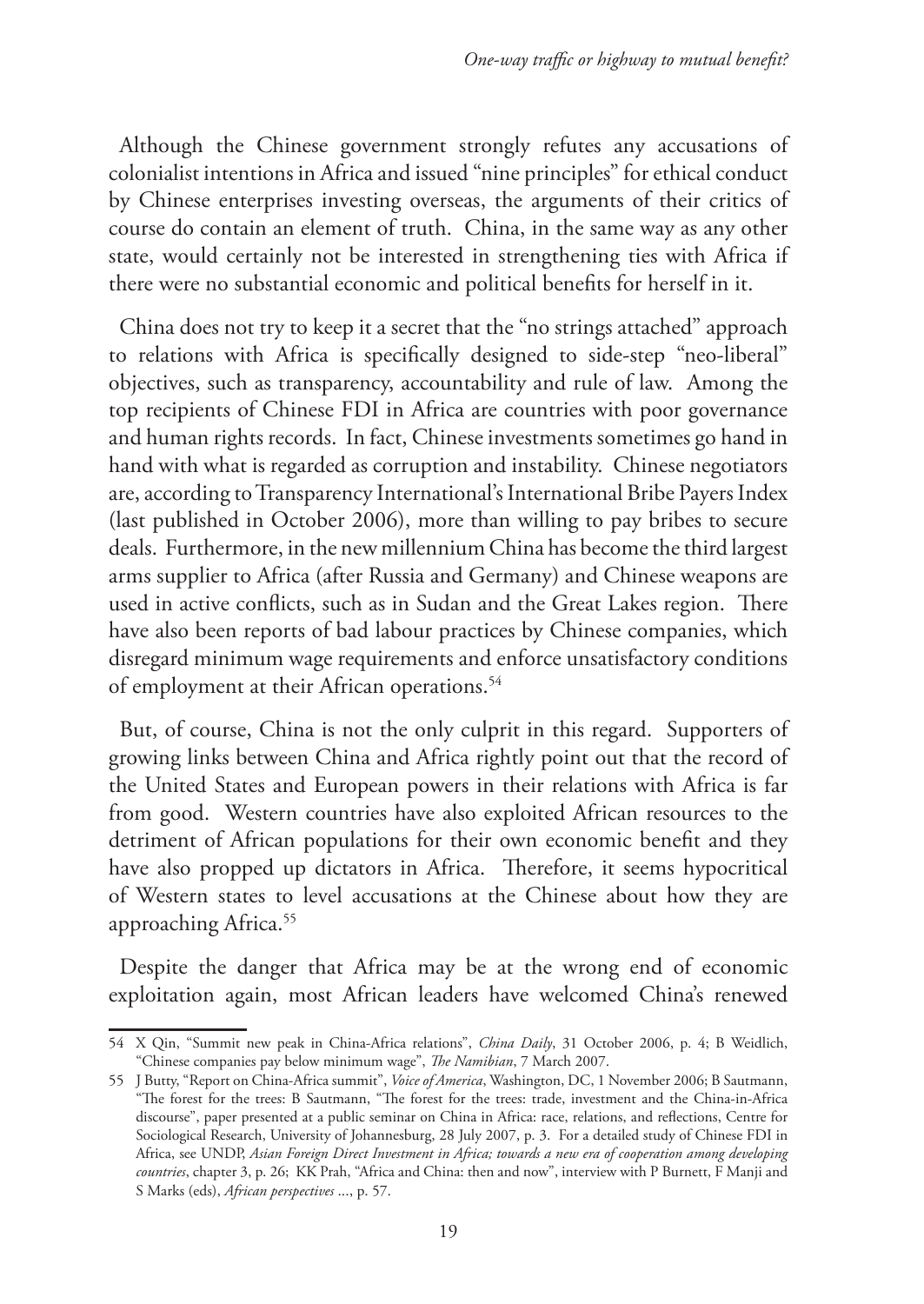Although the Chinese government strongly refutes any accusations of colonialist intentions in Africa and issued "nine principles" for ethical conduct by Chinese enterprises investing overseas, the arguments of their critics of course do contain an element of truth. China, in the same way as any other state, would certainly not be interested in strengthening ties with Africa if there were no substantial economic and political benefits for herself in it.

China does not try to keep it a secret that the "no strings attached" approach to relations with Africa is specifically designed to side-step "neo-liberal" objectives, such as transparency, accountability and rule of law. Among the top recipients of Chinese FDI in Africa are countries with poor governance and human rights records. In fact, Chinese investments sometimes go hand in hand with what is regarded as corruption and instability. Chinese negotiators are, according to Transparency International's International Bribe Payers Index (last published in October 2006), more than willing to pay bribes to secure deals. Furthermore, in the new millennium China has become the third largest arms supplier to Africa (after Russia and Germany) and Chinese weapons are used in active conflicts, such as in Sudan and the Great Lakes region. There have also been reports of bad labour practices by Chinese companies, which disregard minimum wage requirements and enforce unsatisfactory conditions of employment at their African operations.[54]

But, of course, China is not the only culprit in this regard. Supporters of growing links between China and Africa rightly point out that the record of the United States and European powers in their relations with Africa is far from good. Western countries have also exploited African resources to the detriment of African populations for their own economic benefit and they have also propped up dictators in Africa. Therefore, it seems hypocritical of Western states to level accusations at the Chinese about how they are approaching Africa.[55]

Despite the danger that Africa may be at the wrong end of economic exploitation again, most African leaders have welcomed China's renewed

---

54 X Qin, "Summit new peak in China-Africa relations", *China Daily*, 31 October 2006, p. 4; B Weidlich, "Chinese companies pay below minimum wage", *The Namibian*, 7 March 2007.

55 J Butty, "Report on China-Africa summit", *Voice of America*, Washington, DC, 1 November 2006; B Sautmann, "The forest for the trees: B Sautmann, "The forest for the trees: trade, investment and the China-in-Africa discourse", paper presented at a public seminar on China in Africa: race, relations, and reflections, Centre for Sociological Research, University of Johannesburg, 28 July 2007, p. 3. For a detailed study of Chinese FDI in Africa, see UNDP, *Asian Foreign Direct Investment in Africa; towards a new era of cooperation among developing countries*, chapter 3, p. 26; KK Prah, "Africa and China: then and now", interview with P Burnett, F Manji and S Marks (eds), *African perspectives* ..., p. 57.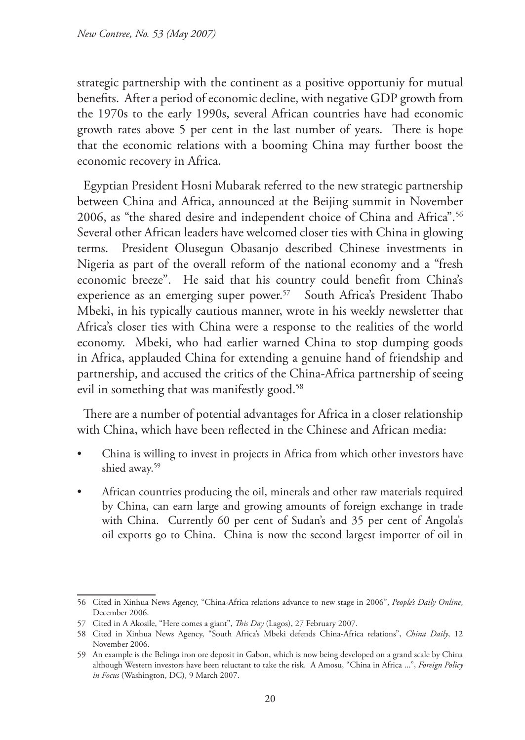strategic partnership with the continent as a positive opportuniy for mutual benefits. After a period of economic decline, with negative GDP growth from the 1970s to the early 1990s, several African countries have had economic growth rates above 5 per cent in the last number of years. There is hope that the economic relations with a booming China may further boost the economic recovery in Africa.

Egyptian President Hosni Mubarak referred to the new strategic partnership between China and Africa, announced at the Beijing summit in November 2006, as "the shared desire and independent choice of China and Africa".[56] Several other African leaders have welcomed closer ties with China in glowing terms. President Olusegun Obasanjo described Chinese investments in Nigeria as part of the overall reform of the national economy and a "fresh economic breeze". He said that his country could benefit from China's experience as an emerging super power.[57] South Africa's President Thabo Mbeki, in his typically cautious manner, wrote in his weekly newsletter that Africa's closer ties with China were a response to the realities of the world economy. Mbeki, who had earlier warned China to stop dumping goods in Africa, applauded China for extending a genuine hand of friendship and partnership, and accused the critics of the China-Africa partnership of seeing evil in something that was manifestly good.[58]

There are a number of potential advantages for Africa in a closer relationship with China, which have been reflected in the Chinese and African media:

- China is willing to invest in projects in Africa from which other investors have shied away.[59]
- African countries producing the oil, minerals and other raw materials required by China, can earn large and growing amounts of foreign exchange in trade with China. Currently 60 per cent of Sudan's and 35 per cent of Angola's oil exports go to China. China is now the second largest importer of oil in

---

56 Cited in Xinhua News Agency, "China-Africa relations advance to new stage in 2006", *People's Daily Online*, December 2006.

57 Cited in A Akosile, "Here comes a giant", *This Day* (Lagos), 27 February 2007.

58 Cited in Xinhua News Agency, "South Africa's Mbeki defends China-Africa relations", *China Daily*, 12 November 2006.

59 An example is the Belinga iron ore deposit in Gabon, which is now being developed on a grand scale by China although Western investors have been reluctant to take the risk. A Amosu, "China in Africa ...", *Foreign Policy in Focus* (Washington, DC), 9 March 2007.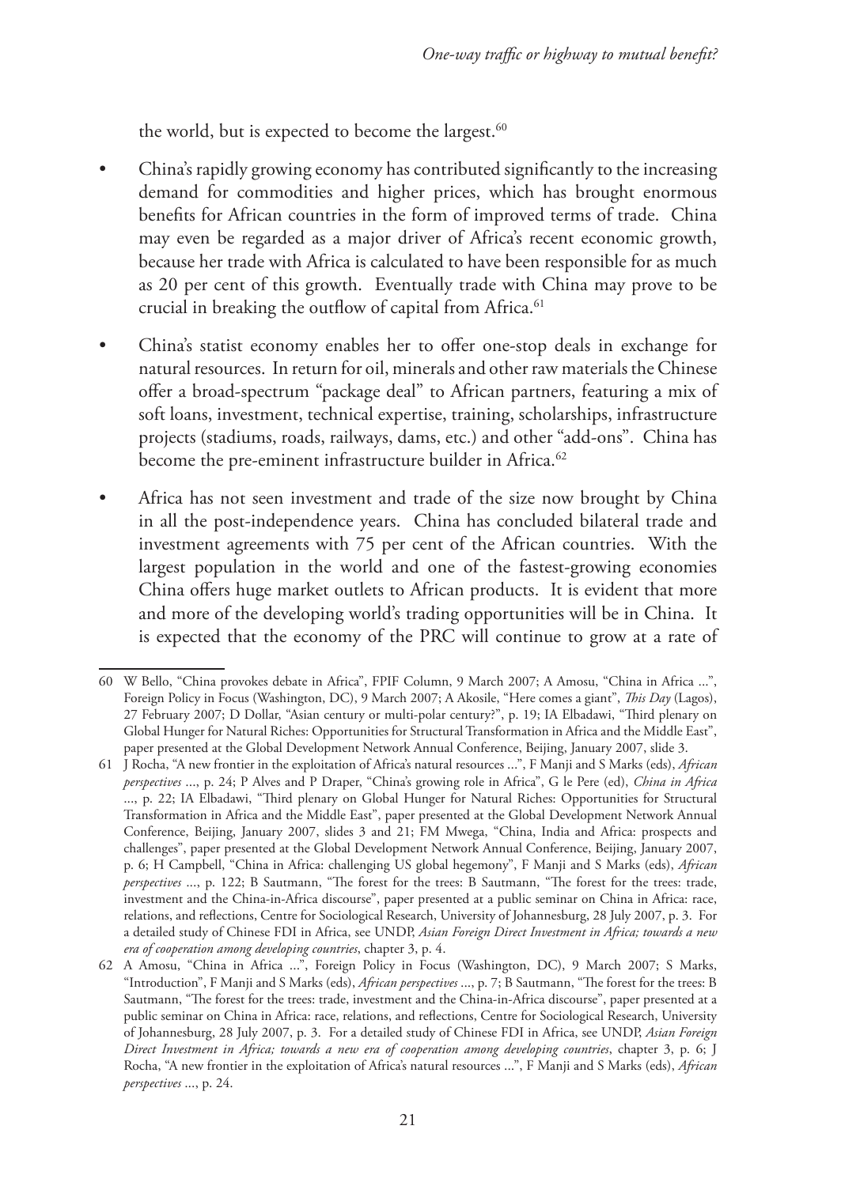the world, but is expected to become the largest.[60]

- China's rapidly growing economy has contributed significantly to the increasing demand for commodities and higher prices, which has brought enormous benefits for African countries in the form of improved terms of trade. China may even be regarded as a major driver of Africa's recent economic growth, because her trade with Africa is calculated to have been responsible for as much as 20 per cent of this growth. Eventually trade with China may prove to be crucial in breaking the outflow of capital from Africa.[61]
- China's statist economy enables her to offer one-stop deals in exchange for natural resources. In return for oil, minerals and other raw materials the Chinese offer a broad-spectrum "package deal" to African partners, featuring a mix of soft loans, investment, technical expertise, training, scholarships, infrastructure projects (stadiums, roads, railways, dams, etc.) and other "add-ons". China has become the pre-eminent infrastructure builder in Africa.[62]
- Africa has not seen investment and trade of the size now brought by China in all the post-independence years. China has concluded bilateral trade and investment agreements with 75 per cent of the African countries. With the largest population in the world and one of the fastest-growing economies China offers huge market outlets to African products. It is evident that more and more of the developing world's trading opportunities will be in China. It is expected that the economy of the PRC will continue to grow at a rate of

---

60 W Bello, "China provokes debate in Africa", FPIF Column, 9 March 2007; A Amosu, "China in Africa ...", Foreign Policy in Focus (Washington, DC), 9 March 2007; A Akosile, "Here comes a giant", *This Day* (Lagos), 27 February 2007; D Dollar, "Asian century or multi-polar century?", p. 19; IA Elbadawi, "Third plenary on Global Hunger for Natural Riches: Opportunities for Structural Transformation in Africa and the Middle East", paper presented at the Global Development Network Annual Conference, Beijing, January 2007, slide 3.

61 J Rocha, "A new frontier in the exploitation of Africa's natural resources ...", F Manji and S Marks (eds), *African perspectives* ..., p. 24; P Alves and P Draper, "China's growing role in Africa", G le Pere (ed), *China in Africa* ..., p. 22; IA Elbadawi, "Third plenary on Global Hunger for Natural Riches: Opportunities for Structural Transformation in Africa and the Middle East", paper presented at the Global Development Network Annual Conference, Beijing, January 2007, slides 3 and 21; FM Mwega, "China, India and Africa: prospects and challenges", paper presented at the Global Development Network Annual Conference, Beijing, January 2007, p. 6; H Campbell, "China in Africa: challenging US global hegemony", F Manji and S Marks (eds), *African perspectives* ..., p. 122; B Sautmann, "The forest for the trees: B Sautmann, "The forest for the trees: trade, investment and the China-in-Africa discourse", paper presented at a public seminar on China in Africa: race, relations, and reflections, Centre for Sociological Research, University of Johannesburg, 28 July 2007, p. 3. For a detailed study of Chinese FDI in Africa, see UNDP, *Asian Foreign Direct Investment in Africa; towards a new era of cooperation among developing countries*, chapter 3, p. 4.

62 A Amosu, "China in Africa ...", Foreign Policy in Focus (Washington, DC), 9 March 2007; S Marks, "Introduction", F Manji and S Marks (eds), *African perspectives* ..., p. 7; B Sautmann, "The forest for the trees: B Sautmann, "The forest for the trees: trade, investment and the China-in-Africa discourse", paper presented at a public seminar on China in Africa: race, relations, and reflections, Centre for Sociological Research, University of Johannesburg, 28 July 2007, p. 3. For a detailed study of Chinese FDI in Africa, see UNDP, *Asian Foreign Direct Investment in Africa; towards a new era of cooperation among developing countries*, chapter 3, p. 6; J Rocha, "A new frontier in the exploitation of Africa's natural resources ...", F Manji and S Marks (eds), *African perspectives* ..., p. 24.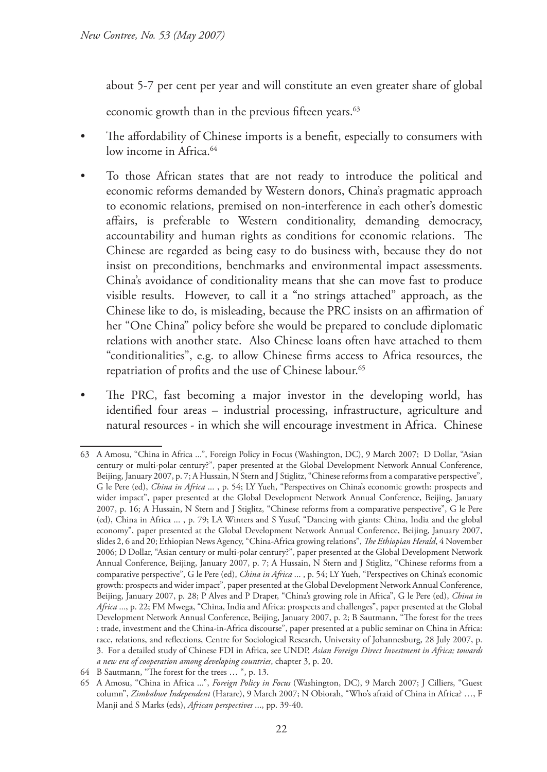about 5-7 per cent per year and will constitute an even greater share of global economic growth than in the previous fifteen years.[63]

- The affordability of Chinese imports is a benefit, especially to consumers with low income in Africa.[64]
- To those African states that are not ready to introduce the political and economic reforms demanded by Western donors, China's pragmatic approach to economic relations, premised on non-interference in each other's domestic affairs, is preferable to Western conditionality, demanding democracy, accountability and human rights as conditions for economic relations. The Chinese are regarded as being easy to do business with, because they do not insist on preconditions, benchmarks and environmental impact assessments. China's avoidance of conditionality means that she can move fast to produce visible results. However, to call it a "no strings attached" approach, as the Chinese like to do, is misleading, because the PRC insists on an affirmation of her "One China" policy before she would be prepared to conclude diplomatic relations with another state. Also Chinese loans often have attached to them "conditionalities", e.g. to allow Chinese firms access to Africa resources, the repatriation of profits and the use of Chinese labour.[65]
- The PRC, fast becoming a major investor in the developing world, has identified four areas – industrial processing, infrastructure, agriculture and natural resources - in which she will encourage investment in Africa. Chinese

---

63 A Amosu, "China in Africa ...", Foreign Policy in Focus (Washington, DC), 9 March 2007; D Dollar, "Asian century or multi-polar century?", paper presented at the Global Development Network Annual Conference, Beijing, January 2007, p. 7; A Hussain, N Stern and J Stiglitz, "Chinese reforms from a comparative perspective", G le Pere (ed), *China in Africa ...* , p. 54; LY Yueh, "Perspectives on China's economic growth: prospects and wider impact", paper presented at the Global Development Network Annual Conference, Beijing, January 2007, p. 16; A Hussain, N Stern and J Stiglitz, "Chinese reforms from a comparative perspective", G le Pere (ed), China in Africa ... , p. 79; LA Winters and S Yusuf, "Dancing with giants: China, India and the global economy", paper presented at the Global Development Network Annual Conference, Beijing, January 2007, slides 2, 6 and 20; Ethiopian News Agency, "China-Africa growing relations", *The Ethiopian Herald*, 4 November 2006; D Dollar, "Asian century or multi-polar century?", paper presented at the Global Development Network Annual Conference, Beijing, January 2007, p. 7; A Hussain, N Stern and J Stiglitz, "Chinese reforms from a comparative perspective", G le Pere (ed), *China in Africa ...* , p. 54; LY Yueh, "Perspectives on China's economic growth: prospects and wider impact", paper presented at the Global Development Network Annual Conference, Beijing, January 2007, p. 28; P Alves and P Draper, "China's growing role in Africa", G le Pere (ed), *China in Africa ...*, p. 22; FM Mwega, "China, India and Africa: prospects and challenges", paper presented at the Global Development Network Annual Conference, Beijing, January 2007, p. 2; B Sautmann, "The forest for the trees : trade, investment and the China-in-Africa discourse", paper presented at a public seminar on China in Africa: race, relations, and reflections, Centre for Sociological Research, University of Johannesburg, 28 July 2007, p. 3. For a detailed study of Chinese FDI in Africa, see UNDP, *Asian Foreign Direct Investment in Africa; towards a new era of cooperation among developing countries*, chapter 3, p. 20.

64 B Sautmann, "The forest for the trees … ", p. 13.

65 A Amosu, "China in Africa ...", *Foreign Policy in Focus* (Washington, DC), 9 March 2007; J Cilliers, "Guest column", *Zimbabwe Independent* (Harare), 9 March 2007; N Obiorah, "Who's afraid of China in Africa? …, F Manji and S Marks (eds), *African perspectives ...*, pp. 39-40.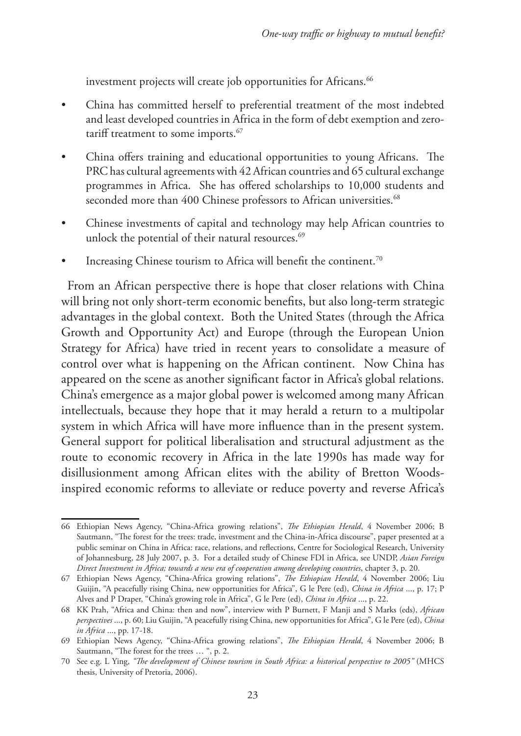investment projects will create job opportunities for Africans.[66]

- China has committed herself to preferential treatment of the most indebted and least developed countries in Africa in the form of debt exemption and zero-tariff treatment to some imports.[67]
- China offers training and educational opportunities to young Africans. The PRC has cultural agreements with 42 African countries and 65 cultural exchange programmes in Africa. She has offered scholarships to 10,000 students and seconded more than 400 Chinese professors to African universities.[68]
- Chinese investments of capital and technology may help African countries to unlock the potential of their natural resources.[69]
- Increasing Chinese tourism to Africa will benefit the continent.[70]

From an African perspective there is hope that closer relations with China will bring not only short-term economic benefits, but also long-term strategic advantages in the global context. Both the United States (through the Africa Growth and Opportunity Act) and Europe (through the European Union Strategy for Africa) have tried in recent years to consolidate a measure of control over what is happening on the African continent. Now China has appeared on the scene as another significant factor in Africa's global relations. China's emergence as a major global power is welcomed among many African intellectuals, because they hope that it may herald a return to a multipolar system in which Africa will have more influence than in the present system. General support for political liberalisation and structural adjustment as the route to economic recovery in Africa in the late 1990s has made way for disillusionment among African elites with the ability of Bretton Woods-inspired economic reforms to alleviate or reduce poverty and reverse Africa's

---

66 Ethiopian News Agency, "China-Africa growing relations", *The Ethiopian Herald*, 4 November 2006; B Sautmann, "The forest for the trees: trade, investment and the China-in-Africa discourse", paper presented at a public seminar on China in Africa: race, relations, and reflections, Centre for Sociological Research, University of Johannesburg, 28 July 2007, p. 3. For a detailed study of Chinese FDI in Africa, see UNDP, *Asian Foreign Direct Investment in Africa; towards a new era of cooperation among developing countries*, chapter 3, p. 20.

67 Ethiopian News Agency, "China-Africa growing relations", *The Ethiopian Herald*, 4 November 2006; Liu Guijin, "A peacefully rising China, new opportunities for Africa", G le Pere (ed), *China in Africa* ..., p. 17; P Alves and P Draper, "China's growing role in Africa", G le Pere (ed), *China in Africa* ..., p. 22.

68 KK Prah, "Africa and China: then and now", interview with P Burnett, F Manji and S Marks (eds), *African perspectives* ..., p. 60; Liu Guijin, "A peacefully rising China, new opportunities for Africa", G le Pere (ed), *China in Africa* ..., pp. 17-18.

69 Ethiopian News Agency, "China-Africa growing relations", *The Ethiopian Herald*, 4 November 2006; B Sautmann, "The forest for the trees … ", p. 2.

70 See e.g. L Ying, *"The development of Chinese tourism in South Africa: a historical perspective to 2005"* (MHCS thesis, University of Pretoria, 2006).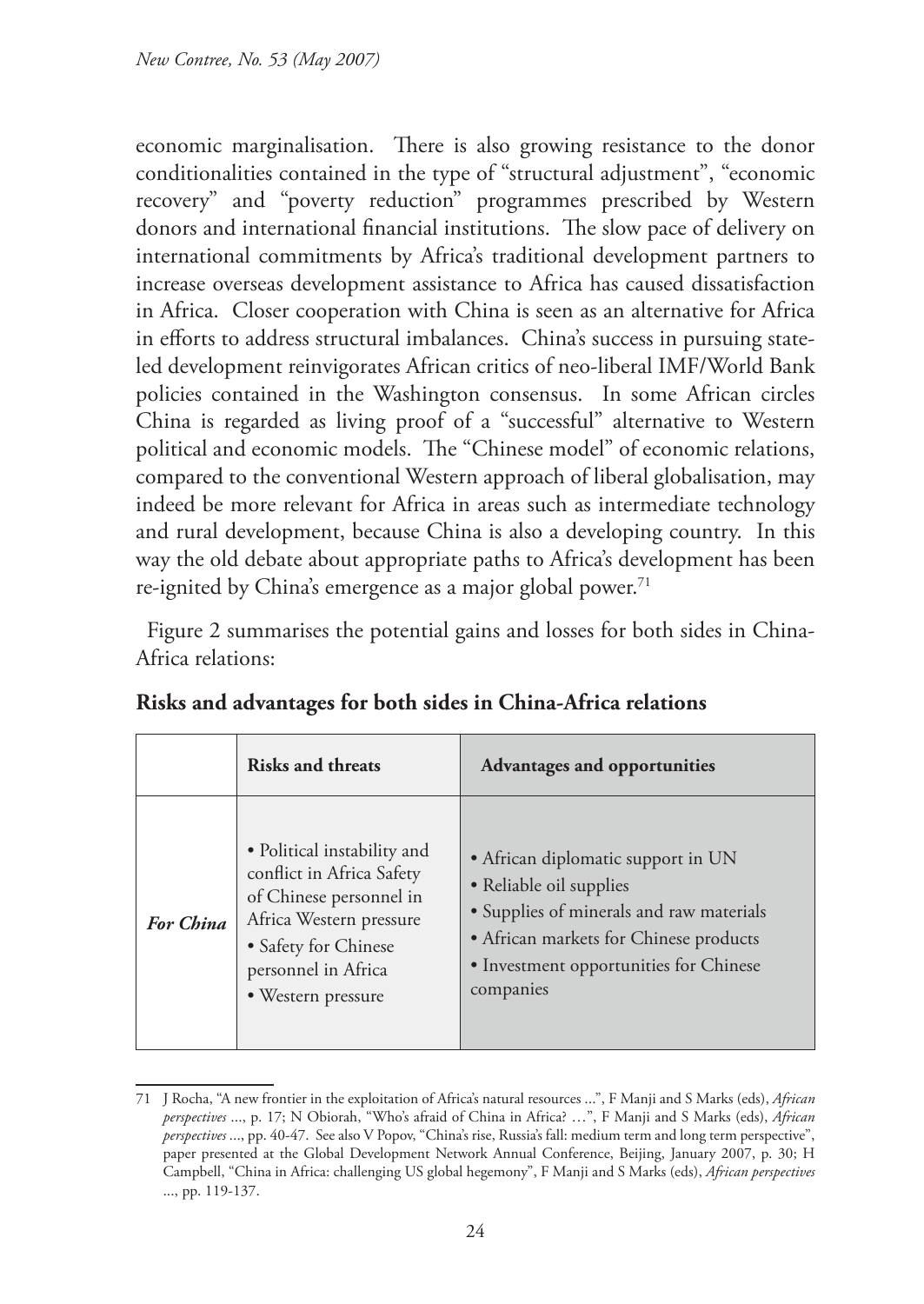economic marginalisation. There is also growing resistance to the donor conditionalities contained in the type of "structural adjustment", "economic recovery" and "poverty reduction" programmes prescribed by Western donors and international financial institutions. The slow pace of delivery on international commitments by Africa's traditional development partners to increase overseas development assistance to Africa has caused dissatisfaction in Africa. Closer cooperation with China is seen as an alternative for Africa in efforts to address structural imbalances. China's success in pursuing state-led development reinvigorates African critics of neo-liberal IMF/World Bank policies contained in the Washington consensus. In some African circles China is regarded as living proof of a "successful" alternative to Western political and economic models. The "Chinese model" of economic relations, compared to the conventional Western approach of liberal globalisation, may indeed be more relevant for Africa in areas such as intermediate technology and rural development, because China is also a developing country. In this way the old debate about appropriate paths to Africa's development has been re-ignited by China's emergence as a major global power.[71]

Figure 2 summarises the potential gains and losses for both sides in China-Africa relations:

**Risks and advantages for both sides in China-Africa relations**

| | **Risks and threats** | **Advantages and opportunities** |
|---|---|---|
| ***For China*** | • Political instability and conflict in Africa Safety of Chinese personnel in Africa Western pressure<br>• Safety for Chinese personnel in Africa<br>• Western pressure | • African diplomatic support in UN<br>• Reliable oil supplies<br>• Supplies of minerals and raw materials<br>• African markets for Chinese products<br>• Investment opportunities for Chinese companies |

---

71 J Rocha, "A new frontier in the exploitation of Africa's natural resources ...", F Manji and S Marks (eds), *African perspectives* ..., p. 17; N Obiorah, "Who's afraid of China in Africa? …", F Manji and S Marks (eds), *African perspectives* ..., pp. 40-47. See also V Popov, "China's rise, Russia's fall: medium term and long term perspective", paper presented at the Global Development Network Annual Conference, Beijing, January 2007, p. 30; H Campbell, "China in Africa: challenging US global hegemony", F Manji and S Marks (eds), *African perspectives* ..., pp. 119-137.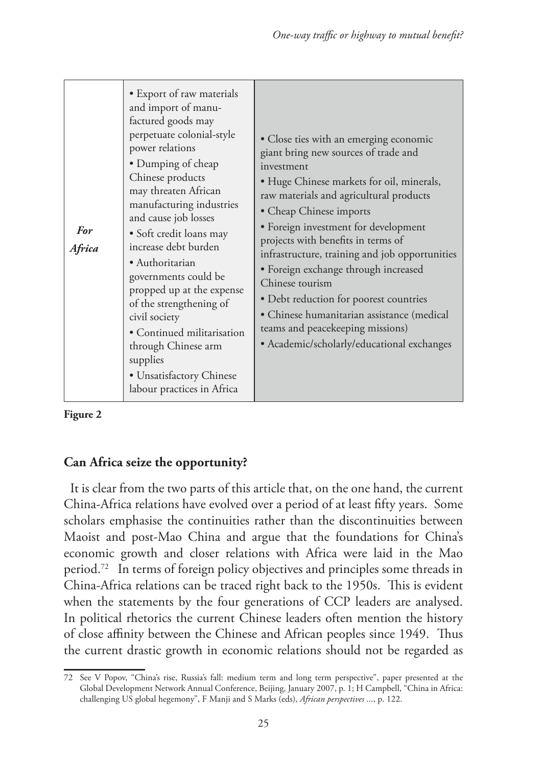| | | |
|---|---|---|
| *For Africa* | • Export of raw materials and import of manufactured goods may perpetuate colonial-style power relations<br>• Dumping of cheap Chinese products may threaten African manufacturing industries and cause job losses<br>• Soft credit loans may increase debt burden<br>• Authoritarian governments could be propped up at the expense of the strengthening of civil society<br>• Continued militarisation through Chinese arm supplies<br>• Unsatisfactory Chinese labour practices in Africa | • Close ties with an emerging economic giant bring new sources of trade and investment<br>• Huge Chinese markets for oil, minerals, raw materials and agricultural products<br>• Cheap Chinese imports<br>• Foreign investment for development projects with benefits in terms of infrastructure, training and job opportunities<br>• Foreign exchange through increased Chinese tourism<br>• Debt reduction for poorest countries<br>• Chinese humanitarian assistance (medical teams and peacekeeping missions)<br>• Academic/scholarly/educational exchanges |

**Figure 2**

## Can Africa seize the opportunity?

It is clear from the two parts of this article that, on the one hand, the current China-Africa relations have evolved over a period of at least fifty years. Some scholars emphasise the continuities rather than the discontinuities between Maoist and post-Mao China and argue that the foundations for China's economic growth and closer relations with Africa were laid in the Mao period.[72] In terms of foreign policy objectives and principles some threads in China-Africa relations can be traced right back to the 1950s. This is evident when the statements by the four generations of CCP leaders are analysed. In political rhetorics the current Chinese leaders often mention the history of close affinity between the Chinese and African peoples since 1949. Thus the current drastic growth in economic relations should not be regarded as

72 See V Popov, "China's rise, Russia's fall: medium term and long term perspective", paper presented at the Global Development Network Annual Conference, Beijing, January 2007, p. 1; H Campbell, "China in Africa: challenging US global hegemony", F Manji and S Marks (eds), *African perspectives* ..., p. 122.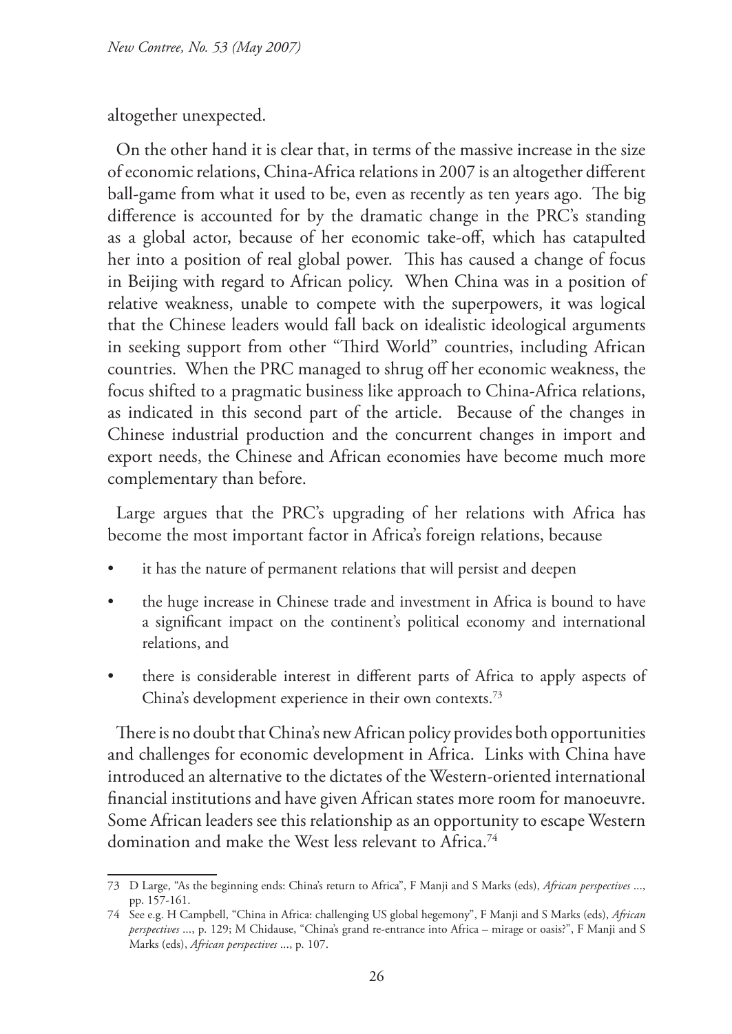altogether unexpected.

On the other hand it is clear that, in terms of the massive increase in the size of economic relations, China-Africa relations in 2007 is an altogether different ball-game from what it used to be, even as recently as ten years ago. The big difference is accounted for by the dramatic change in the PRC's standing as a global actor, because of her economic take-off, which has catapulted her into a position of real global power. This has caused a change of focus in Beijing with regard to African policy. When China was in a position of relative weakness, unable to compete with the superpowers, it was logical that the Chinese leaders would fall back on idealistic ideological arguments in seeking support from other "Third World" countries, including African countries. When the PRC managed to shrug off her economic weakness, the focus shifted to a pragmatic business like approach to China-Africa relations, as indicated in this second part of the article. Because of the changes in Chinese industrial production and the concurrent changes in import and export needs, the Chinese and African economies have become much more complementary than before.

Large argues that the PRC's upgrading of her relations with Africa has become the most important factor in Africa's foreign relations, because

- it has the nature of permanent relations that will persist and deepen
- the huge increase in Chinese trade and investment in Africa is bound to have a significant impact on the continent's political economy and international relations, and
- there is considerable interest in different parts of Africa to apply aspects of China's development experience in their own contexts.[73]

There is no doubt that China's new African policy provides both opportunities and challenges for economic development in Africa. Links with China have introduced an alternative to the dictates of the Western-oriented international financial institutions and have given African states more room for manoeuvre. Some African leaders see this relationship as an opportunity to escape Western domination and make the West less relevant to Africa.[74]

---

73 D Large, "As the beginning ends: China's return to Africa", F Manji and S Marks (eds), *African perspectives* ..., pp. 157-161.

74 See e.g. H Campbell, "China in Africa: challenging US global hegemony", F Manji and S Marks (eds), *African perspectives* ..., p. 129; M Chidause, "China's grand re-entrance into Africa – mirage or oasis?", F Manji and S Marks (eds), *African perspectives* ..., p. 107.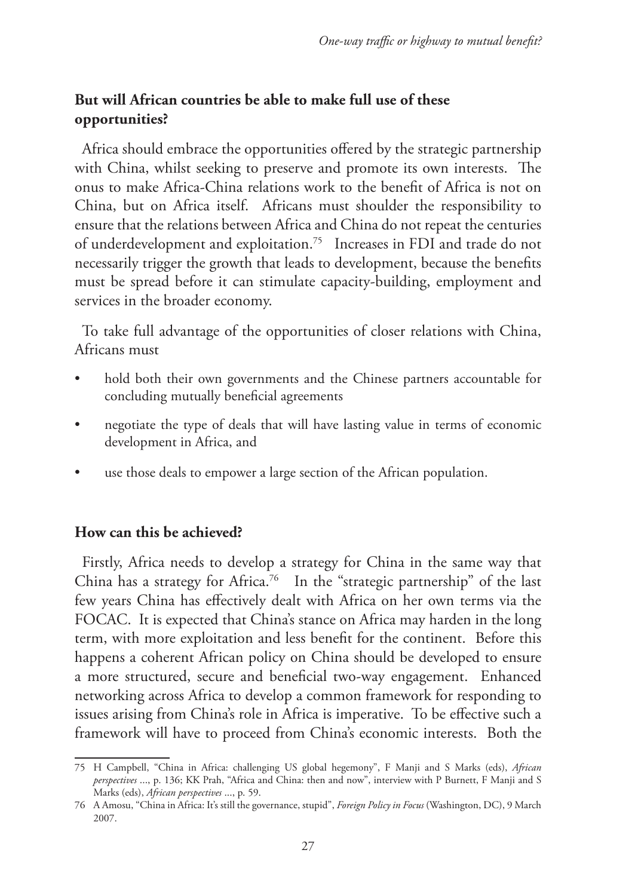**But will African countries be able to make full use of these opportunities?**

Africa should embrace the opportunities offered by the strategic partnership with China, whilst seeking to preserve and promote its own interests. The onus to make Africa-China relations work to the benefit of Africa is not on China, but on Africa itself. Africans must shoulder the responsibility to ensure that the relations between Africa and China do not repeat the centuries of underdevelopment and exploitation.[75] Increases in FDI and trade do not necessarily trigger the growth that leads to development, because the benefits must be spread before it can stimulate capacity-building, employment and services in the broader economy.

To take full advantage of the opportunities of closer relations with China, Africans must

- hold both their own governments and the Chinese partners accountable for concluding mutually beneficial agreements
- negotiate the type of deals that will have lasting value in terms of economic development in Africa, and
- use those deals to empower a large section of the African population.

**How can this be achieved?**

Firstly, Africa needs to develop a strategy for China in the same way that China has a strategy for Africa.[76] In the "strategic partnership" of the last few years China has effectively dealt with Africa on her own terms via the FOCAC. It is expected that China's stance on Africa may harden in the long term, with more exploitation and less benefit for the continent. Before this happens a coherent African policy on China should be developed to ensure a more structured, secure and beneficial two-way engagement. Enhanced networking across Africa to develop a common framework for responding to issues arising from China's role in Africa is imperative. To be effective such a framework will have to proceed from China's economic interests. Both the

---

75 H Campbell, "China in Africa: challenging US global hegemony", F Manji and S Marks (eds), *African perspectives* ..., p. 136; KK Prah, "Africa and China: then and now", interview with P Burnett, F Manji and S Marks (eds), *African perspectives* ..., p. 59.

76 A Amosu, "China in Africa: It's still the governance, stupid", *Foreign Policy in Focus* (Washington, DC), 9 March 2007.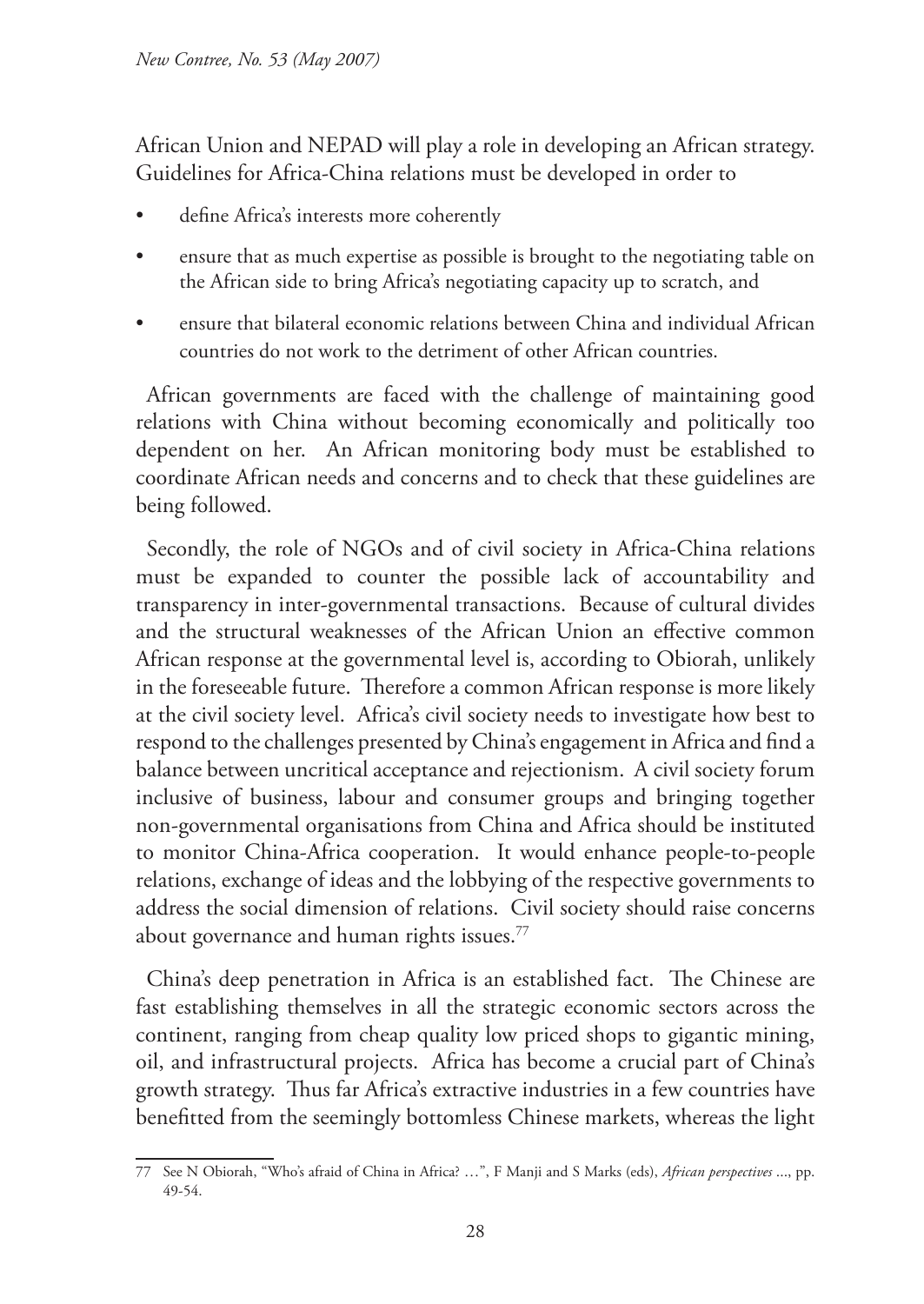African Union and NEPAD will play a role in developing an African strategy. Guidelines for Africa-China relations must be developed in order to

- define Africa's interests more coherently
- ensure that as much expertise as possible is brought to the negotiating table on the African side to bring Africa's negotiating capacity up to scratch, and
- ensure that bilateral economic relations between China and individual African countries do not work to the detriment of other African countries.

African governments are faced with the challenge of maintaining good relations with China without becoming economically and politically too dependent on her. An African monitoring body must be established to coordinate African needs and concerns and to check that these guidelines are being followed.

Secondly, the role of NGOs and of civil society in Africa-China relations must be expanded to counter the possible lack of accountability and transparency in inter-governmental transactions. Because of cultural divides and the structural weaknesses of the African Union an effective common African response at the governmental level is, according to Obiorah, unlikely in the foreseeable future. Therefore a common African response is more likely at the civil society level. Africa's civil society needs to investigate how best to respond to the challenges presented by China's engagement in Africa and find a balance between uncritical acceptance and rejectionism. A civil society forum inclusive of business, labour and consumer groups and bringing together non-governmental organisations from China and Africa should be instituted to monitor China-Africa cooperation. It would enhance people-to-people relations, exchange of ideas and the lobbying of the respective governments to address the social dimension of relations. Civil society should raise concerns about governance and human rights issues.[77]

China's deep penetration in Africa is an established fact. The Chinese are fast establishing themselves in all the strategic economic sectors across the continent, ranging from cheap quality low priced shops to gigantic mining, oil, and infrastructural projects. Africa has become a crucial part of China's growth strategy. Thus far Africa's extractive industries in a few countries have benefitted from the seemingly bottomless Chinese markets, whereas the light

---

77 See N Obiorah, "Who's afraid of China in Africa? …", F Manji and S Marks (eds), *African perspectives* ..., pp. 49-54.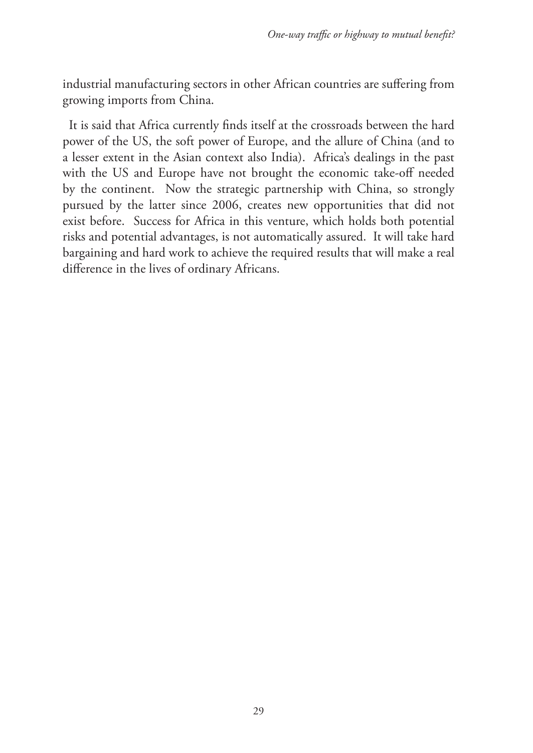industrial manufacturing sectors in other African countries are suffering from growing imports from China.

It is said that Africa currently finds itself at the crossroads between the hard power of the US, the soft power of Europe, and the allure of China (and to a lesser extent in the Asian context also India). Africa's dealings in the past with the US and Europe have not brought the economic take-off needed by the continent. Now the strategic partnership with China, so strongly pursued by the latter since 2006, creates new opportunities that did not exist before. Success for Africa in this venture, which holds both potential risks and potential advantages, is not automatically assured. It will take hard bargaining and hard work to achieve the required results that will make a real difference in the lives of ordinary Africans.